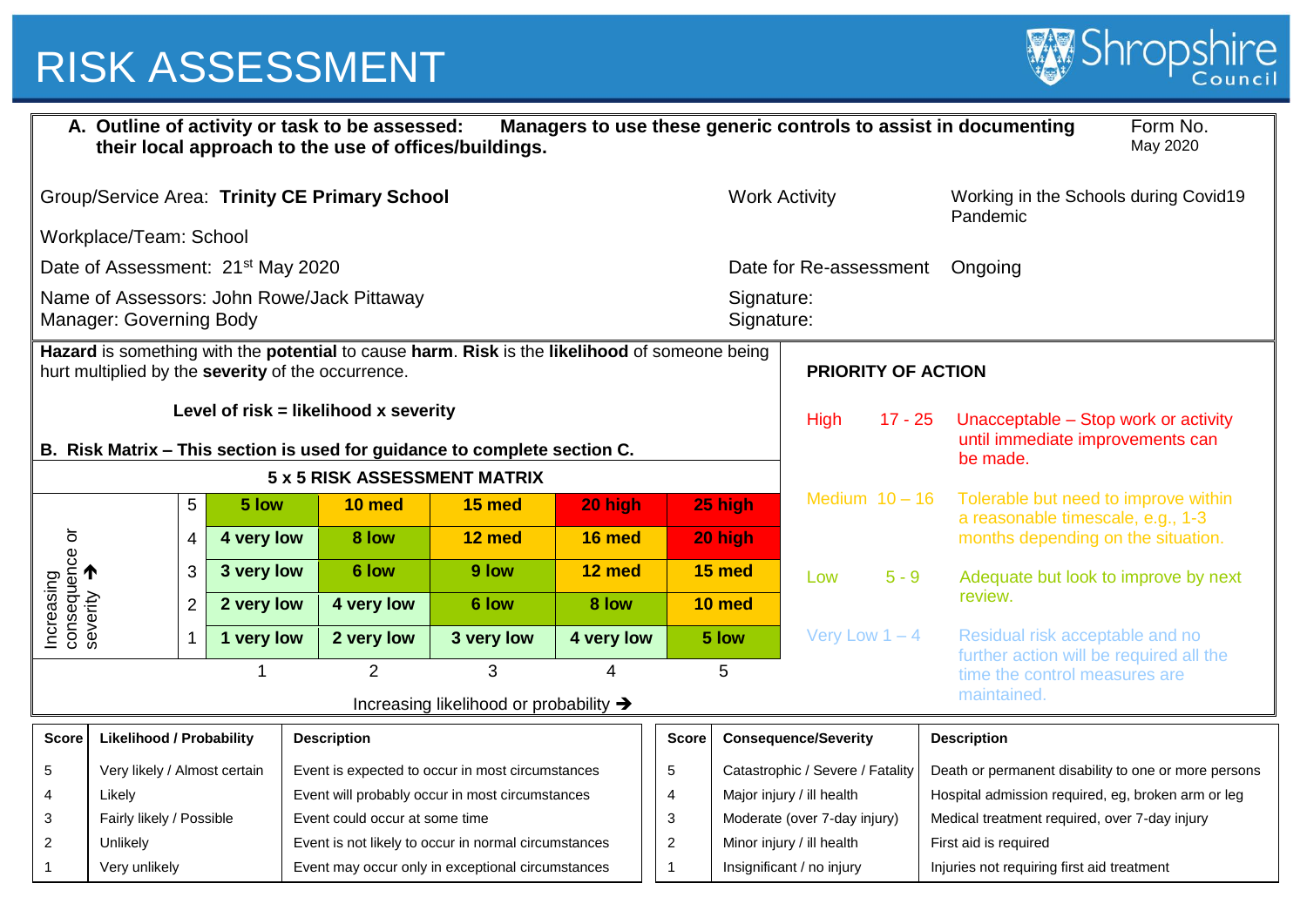# RISK ASSESSMENT

Shropshire Council

**A. Outline of activity or task to be assessed: Managers to use these generic controls to assist in documenting their local approach to the use of offices/buildings.**

Form No.
May 2020

| | |
|---|---|
| Group/Service Area: **Trinity CE Primary School** | Work Activity: Working in the Schools during Covid19 Pandemic |
| Workplace/Team: School | |
| Date of Assessment: 21st May 2020 | Date for Re-assessment: Ongoing |
| Name of Assessors: John Rowe/Jack Pittaway<br>Manager: Governing Body | Signature:<br>Signature: |

**Hazard** is something with the **potential** to cause **harm**. **Risk** is the **likelihood** of someone being hurt multiplied by the **severity** of the occurrence.

**Level of risk = likelihood x severity**

**B. Risk Matrix – This section is used for guidance to complete section C.**

**5 x 5 RISK ASSESSMENT MATRIX**

| Increasing consequence or severity ↑ | 1 | 2 | 3 | 4 | 5 |
|---|---|---|---|---|---|
| 5 | **5 low** | **10 med** | **15 med** | **20 high** | **25 high** |
| 4 | **4 very low** | **8 low** | **12 med** | **16 med** | **20 high** |
| 3 | **3 very low** | **6 low** | **9 low** | **12 med** | **15 med** |
| 2 | **2 very low** | **4 very low** | **6 low** | **8 low** | **10 med** |
| 1 | **1 very low** | **2 very low** | **3 very low** | **4 very low** | **5 low** |

Increasing likelihood or probability →

**PRIORITY OF ACTION**

| Priority | Score | Action |
|---|---|---|
| High | 17 - 25 | Unacceptable – Stop work or activity until immediate improvements can be made. |
| Medium | 10 – 16 | Tolerable but need to improve within a reasonable timescale, e.g., 1-3 months depending on the situation. |
| Low | 5 - 9 | Adequate but look to improve by next review. |
| Very Low | 1 – 4 | Residual risk acceptable and no further action will be required all the time the control measures are maintained. |

| Score | Likelihood / Probability | Description |
|---|---|---|
| 5 | Very likely / Almost certain | Event is expected to occur in most circumstances |
| 4 | Likely | Event will probably occur in most circumstances |
| 3 | Fairly likely / Possible | Event could occur at some time |
| 2 | Unlikely | Event is not likely to occur in normal circumstances |
| 1 | Very unlikely | Event may occur only in exceptional circumstances |

| Score | Consequence/Severity | Description |
|---|---|---|
| 5 | Catastrophic / Severe / Fatality | Death or permanent disability to one or more persons |
| 4 | Major injury / ill health | Hospital admission required, eg, broken arm or leg |
| 3 | Moderate (over 7-day injury) | Medical treatment required, over 7-day injury |
| 2 | Minor injury / ill health | First aid is required |
| 1 | Insignificant / no injury | Injuries not requiring first aid treatment |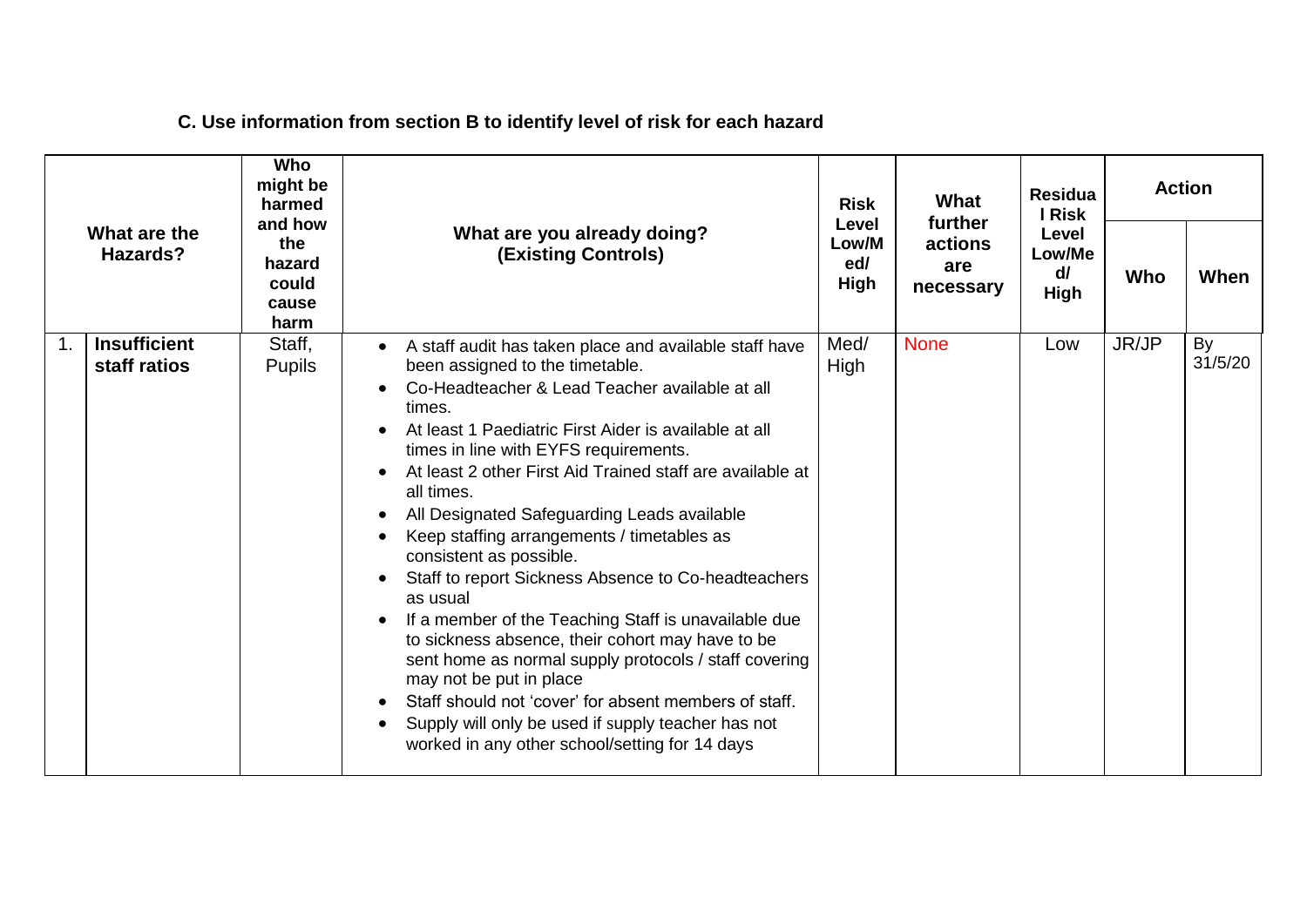**C. Use information from section B to identify level of risk for each hazard**

| | What are the Hazards? | Who might be harmed and how the hazard could cause harm | What are you already doing? (Existing Controls) | Risk Level Low/Med/ High | What further actions are necessary | Residual Risk Level Low/Med/ High | Action | |
|---|---|---|---|---|---|---|---|---|
| | | | | | | | Who | When |
| 1. | **Insufficient staff ratios** | Staff, Pupils | • A staff audit has taken place and available staff have been assigned to the timetable.<br>• Co-Headteacher & Lead Teacher available at all times.<br>• At least 1 Paediatric First Aider is available at all times in line with EYFS requirements.<br>• At least 2 other First Aid Trained staff are available at all times.<br>• All Designated Safeguarding Leads available<br>• Keep staffing arrangements / timetables as consistent as possible.<br>• Staff to report Sickness Absence to Co-headteachers as usual<br>• If a member of the Teaching Staff is unavailable due to sickness absence, their cohort may have to be sent home as normal supply protocols / staff covering may not be put in place<br>• Staff should not 'cover' for absent members of staff.<br>• Supply will only be used if supply teacher has not worked in any other school/setting for 14 days | Med/ High | None | Low | JR/JP | By 31/5/20 |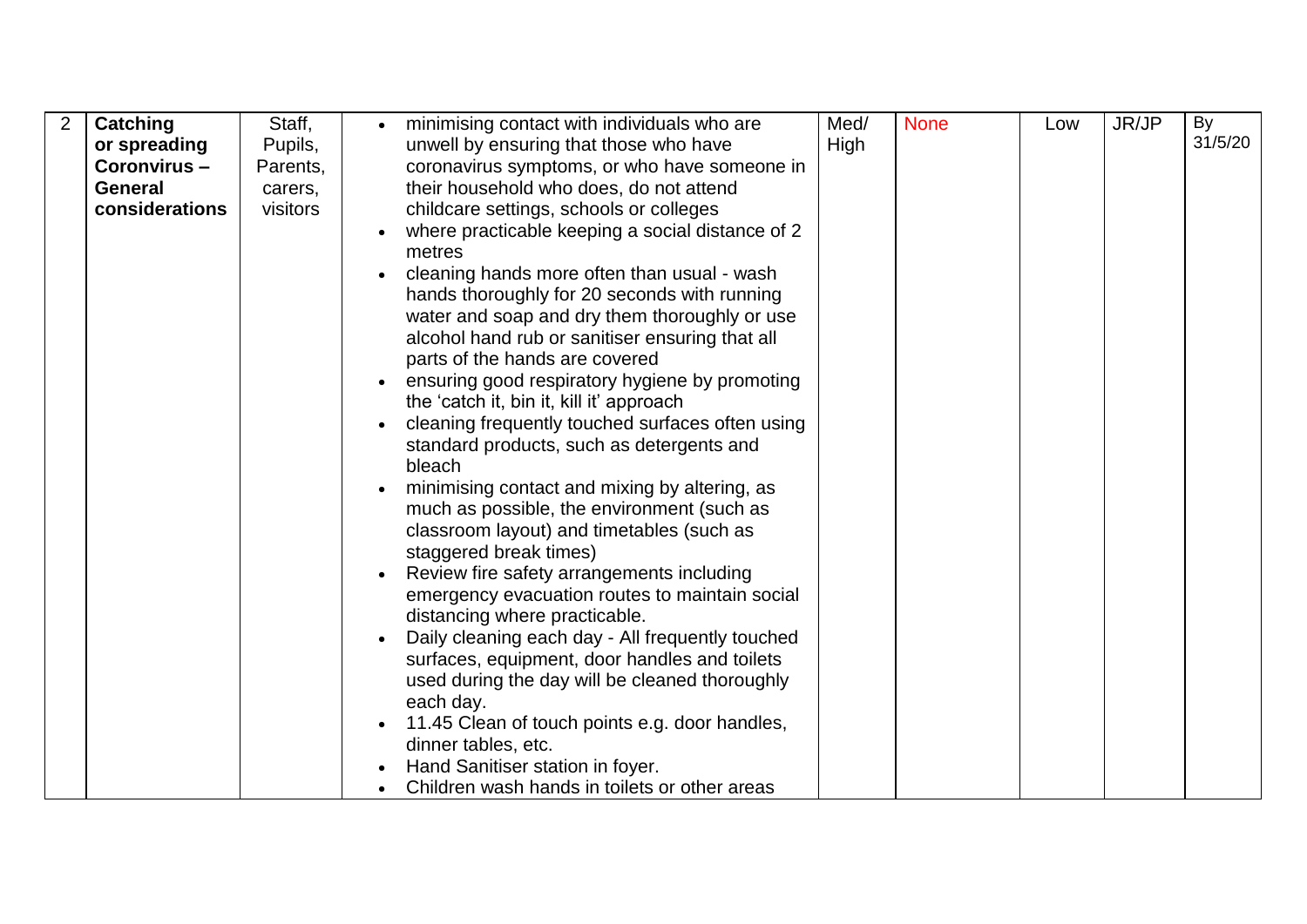| 2 | **Catching or spreading Coronvirus – General considerations** | Staff, Pupils, Parents, carers, visitors | • minimising contact with individuals who are unwell by ensuring that those who have coronavirus symptoms, or who have someone in their household who does, do not attend childcare settings, schools or colleges<br>• where practicable keeping a social distance of 2 metres<br>• cleaning hands more often than usual - wash hands thoroughly for 20 seconds with running water and soap and dry them thoroughly or use alcohol hand rub or sanitiser ensuring that all parts of the hands are covered<br>• ensuring good respiratory hygiene by promoting the 'catch it, bin it, kill it' approach<br>• cleaning frequently touched surfaces often using standard products, such as detergents and bleach<br>• minimising contact and mixing by altering, as much as possible, the environment (such as classroom layout) and timetables (such as staggered break times)<br>• Review fire safety arrangements including emergency evacuation routes to maintain social distancing where practicable.<br>• Daily cleaning each day - All frequently touched surfaces, equipment, door handles and toilets used during the day will be cleaned thoroughly each day.<br>• 11.45 Clean of touch points e.g. door handles, dinner tables, etc.<br>• Hand Sanitiser station in foyer.<br>• Children wash hands in toilets or other areas | Med/ High | None | Low | JR/JP | By 31/5/20 |
|---|---|---|---|---|---|---|---|---|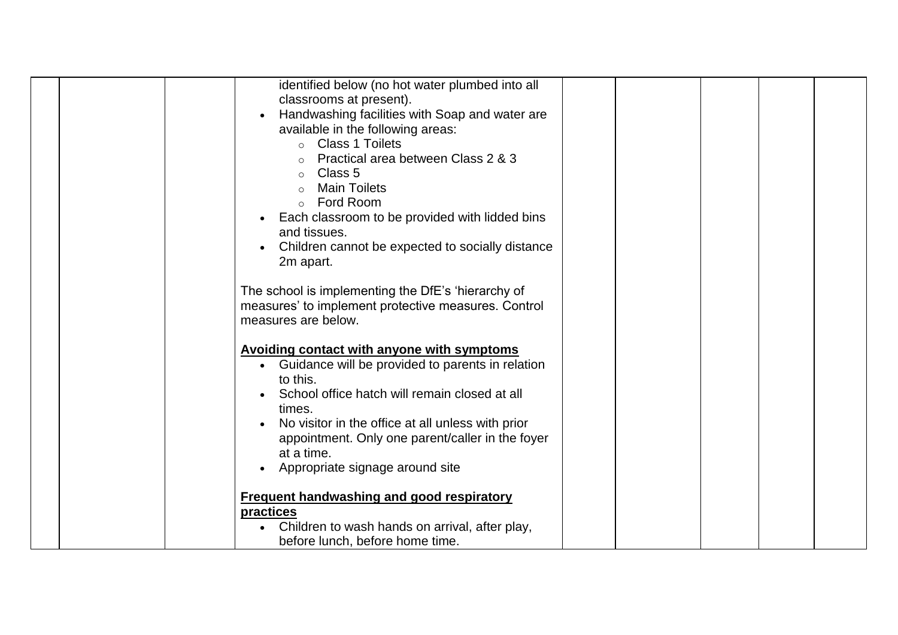| | | | | | | | | |
|---|---|---|---|---|---|---|---|---|
| | | | identified below (no hot water plumbed into all classrooms at present).<br>• Handwashing facilities with Soap and water are available in the following areas:<br>  ○ Class 1 Toilets<br>  ○ Practical area between Class 2 & 3<br>  ○ Class 5<br>  ○ Main Toilets<br>  ○ Ford Room<br>• Each classroom to be provided with lidded bins and tissues.<br>• Children cannot be expected to socially distance 2m apart.<br><br>The school is implementing the DfE's 'hierarchy of measures' to implement protective measures. Control measures are below.<br><br>**Avoiding contact with anyone with symptoms**<br>• Guidance will be provided to parents in relation to this.<br>• School office hatch will remain closed at all times.<br>• No visitor in the office at all unless with prior appointment. Only one parent/caller in the foyer at a time.<br>• Appropriate signage around site<br><br>**Frequent handwashing and good respiratory practices**<br>• Children to wash hands on arrival, after play, before lunch, before home time. | | | | | |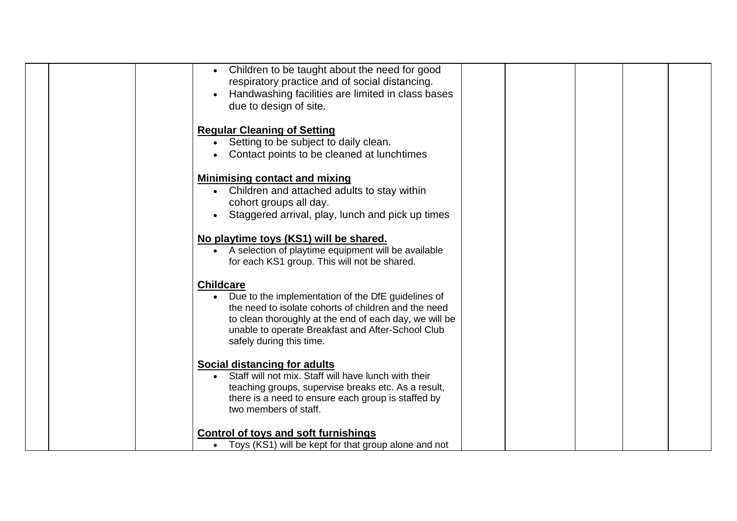| | | | | | | | |
|---|---|---|---|---|---|---|---|
| | | | <ul><li>Children to be taught about the need for good respiratory practice and of social distancing.</li><li>Handwashing facilities are limited in class bases due to design of site.</li></ul> **<u>Regular Cleaning of Setting</u>** <ul><li>Setting to be subject to daily clean.</li><li>Contact points to be cleaned at lunchtimes</li></ul> **<u>Minimising contact and mixing</u>** <ul><li>Children and attached adults to stay within cohort groups all day.</li><li>Staggered arrival, play, lunch and pick up times</li></ul> **<u>No playtime toys (KS1) will be shared.</u>** <ul><li>A selection of playtime equipment will be available for each KS1 group. This will not be shared.</li></ul> **<u>Childcare</u>** <ul><li>Due to the implementation of the DfE guidelines of the need to isolate cohorts of children and the need to clean thoroughly at the end of each day, we will be unable to operate Breakfast and After-School Club safely during this time.</li></ul> **<u>Social distancing for adults</u>** <ul><li>Staff will not mix. Staff will have lunch with their teaching groups, supervise breaks etc. As a result, there is a need to ensure each group is staffed by two members of staff.</li></ul> **<u>Control of toys and soft furnishings</u>** <ul><li>Toys (KS1) will be kept for that group alone and not</li></ul> | | | | |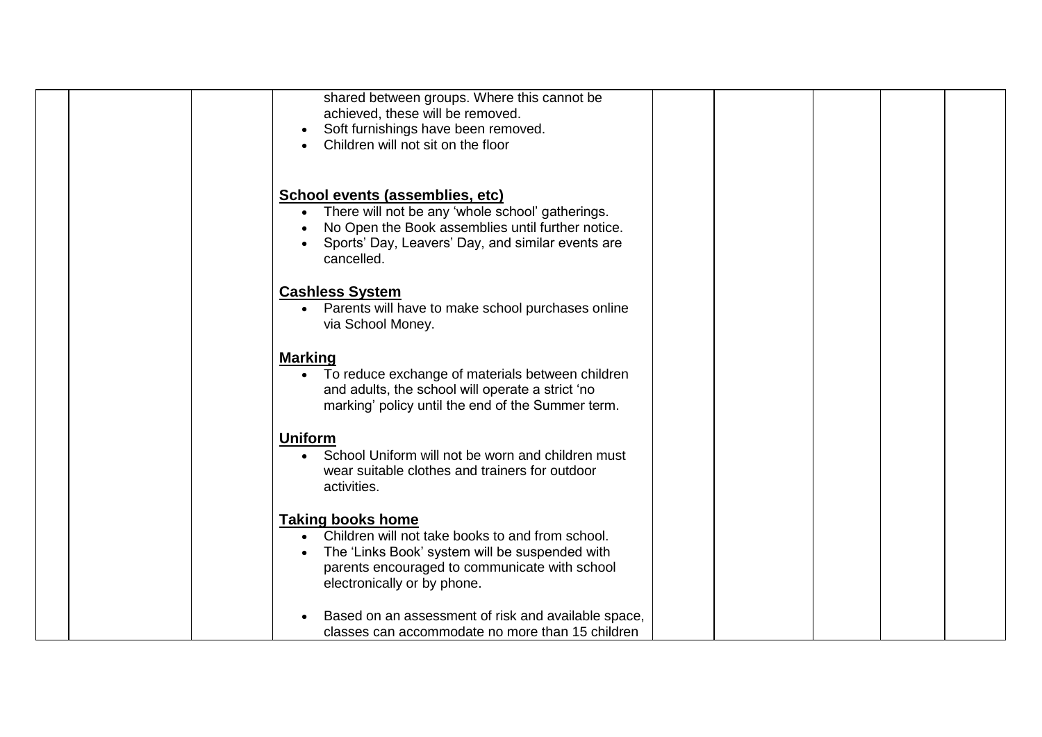| | | | | | | | | |
|---|---|---|---|---|---|---|---|---|
| | | | shared between groups. Where this cannot be achieved, these will be removed.<br>• Soft furnishings have been removed.<br>• Children will not sit on the floor<br><br>**School events (assemblies, etc)**<br>• There will not be any 'whole school' gatherings.<br>• No Open the Book assemblies until further notice.<br>• Sports' Day, Leavers' Day, and similar events are cancelled.<br><br>**Cashless System**<br>• Parents will have to make school purchases online via School Money.<br><br>**Marking**<br>• To reduce exchange of materials between children and adults, the school will operate a strict 'no marking' policy until the end of the Summer term.<br><br>**Uniform**<br>• School Uniform will not be worn and children must wear suitable clothes and trainers for outdoor activities.<br><br>**Taking books home**<br>• Children will not take books to and from school.<br>• The 'Links Book' system will be suspended with parents encouraged to communicate with school electronically or by phone.<br><br>• Based on an assessment of risk and available space, classes can accommodate no more than 15 children | | | | | |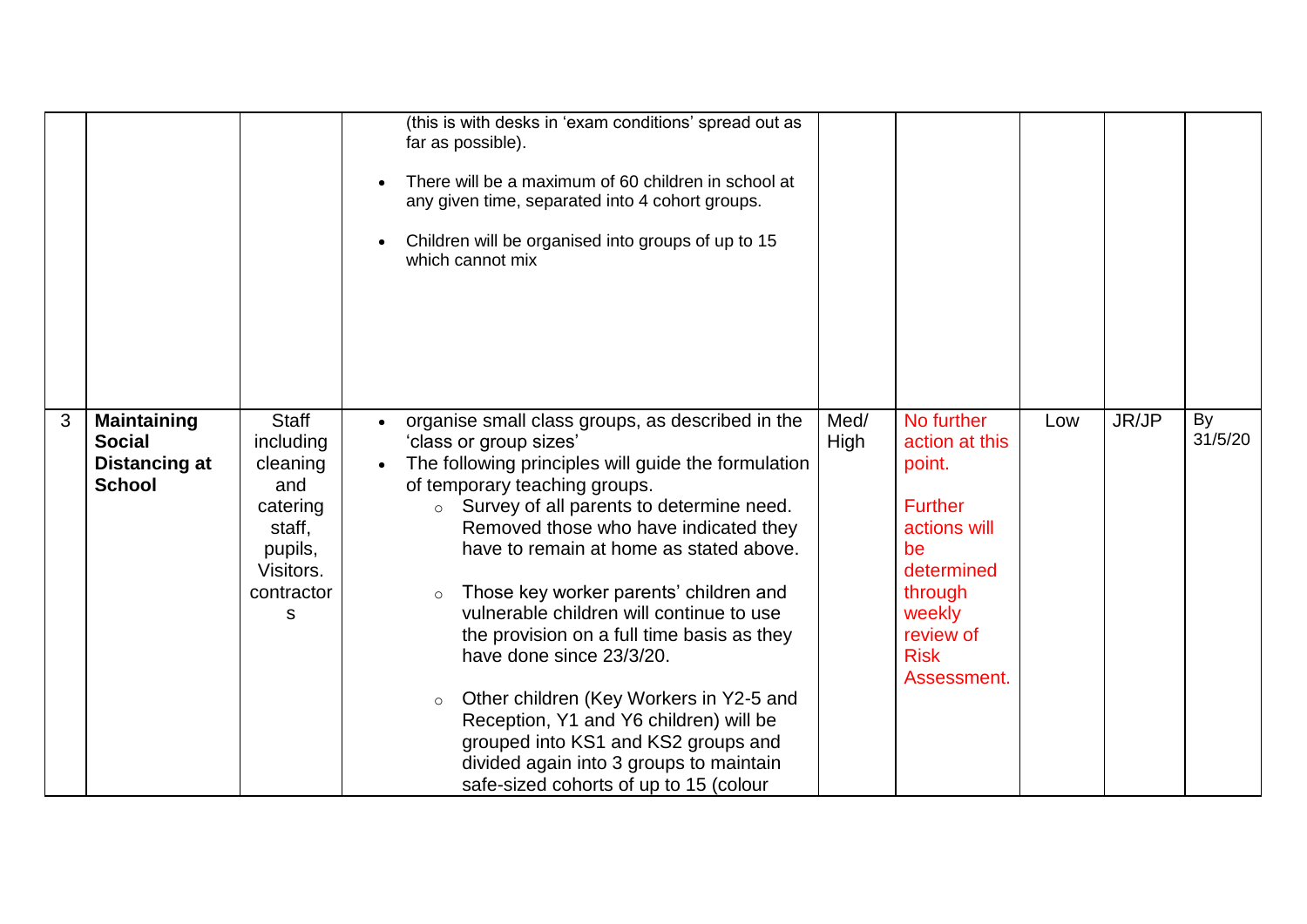| | | | | | | | | |
|---|---|---|---|---|---|---|---|---|
| | | | (this is with desks in 'exam conditions' spread out as far as possible).<br><br>• There will be a maximum of 60 children in school at any given time, separated into 4 cohort groups.<br><br>• Children will be organised into groups of up to 15 which cannot mix | | | | | |
| 3 | **Maintaining Social Distancing at School** | Staff including cleaning and catering staff, pupils, Visitors. contractors | • organise small class groups, as described in the 'class or group sizes'<br>• The following principles will guide the formulation of temporary teaching groups.<br>  ○ Survey of all parents to determine need. Removed those who have indicated they have to remain at home as stated above.<br><br>  ○ Those key worker parents' children and vulnerable children will continue to use the provision on a full time basis as they have done since 23/3/20.<br><br>  ○ Other children (Key Workers in Y2-5 and Reception, Y1 and Y6 children) will be grouped into KS1 and KS2 groups and divided again into 3 groups to maintain safe-sized cohorts of up to 15 (colour | Med/ High | No further action at this point.<br><br>Further actions will be determined through weekly review of Risk Assessment. | Low | JR/JP | By 31/5/20 |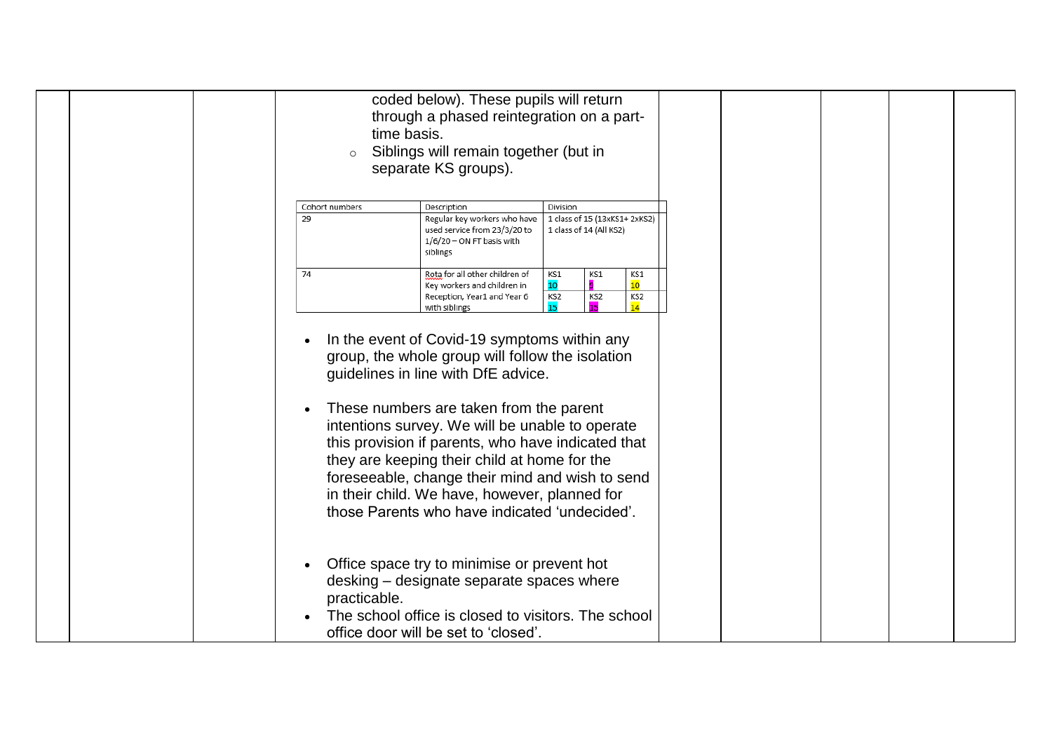coded below). These pupils will return through a phased reintegration on a part-time basis.

- Siblings will remain together (but in separate KS groups).

| Cohort numbers | Description | Division | | |
|---|---|---|---|---|
| 29 | Regular key workers who have used service from 23/3/20 to 1/6/20 – ON FT basis with siblings | 1 class of 15 (13xKS1+ 2xKS2)<br>1 class of 14 (All KS2) | | |
| 74 | Rota for all other children of Key workers and children in Reception, Year1 and Year 6 with siblings | KS1<br>10<br>KS2<br>15 | KS1<br>5<br>KS2<br>15 | KS1<br>10<br>KS2<br>14 |

- In the event of Covid-19 symptoms within any group, the whole group will follow the isolation guidelines in line with DfE advice.

- These numbers are taken from the parent intentions survey. We will be unable to operate this provision if parents, who have indicated that they are keeping their child at home for the foreseeable, change their mind and wish to send in their child. We have, however, planned for those Parents who have indicated 'undecided'.

- Office space try to minimise or prevent hot desking – designate separate spaces where practicable.
- The school office is closed to visitors. The school office door will be set to 'closed'.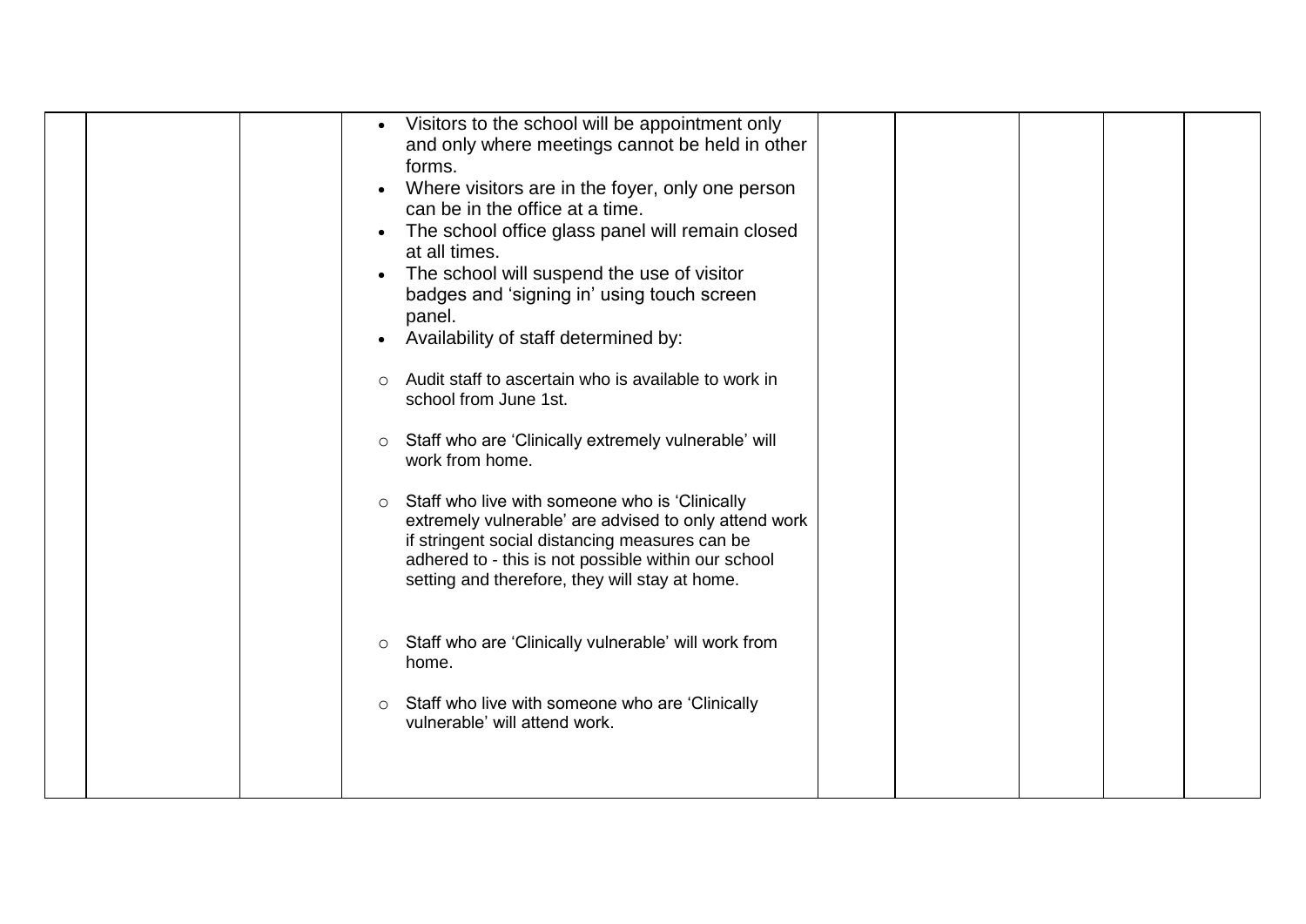|  |  |  | <ul><li>Visitors to the school will be appointment only and only where meetings cannot be held in other forms.</li><li>Where visitors are in the foyer, only one person can be in the office at a time.</li><li>The school office glass panel will remain closed at all times.</li><li>The school will suspend the use of visitor badges and 'signing in' using touch screen panel.</li><li>Availability of staff determined by:<ul><li>Audit staff to ascertain who is available to work in school from June 1st.</li><li>Staff who are 'Clinically extremely vulnerable' will work from home.</li><li>Staff who live with someone who is 'Clinically extremely vulnerable' are advised to only attend work if stringent social distancing measures can be adhered to - this is not possible within our school setting and therefore, they will stay at home.</li><li>Staff who are 'Clinically vulnerable' will work from home.</li><li>Staff who live with someone who are 'Clinically vulnerable' will attend work.</li></ul></li></ul> |  |  |  |  |  |
|---|---|---|---|---|---|---|---|---|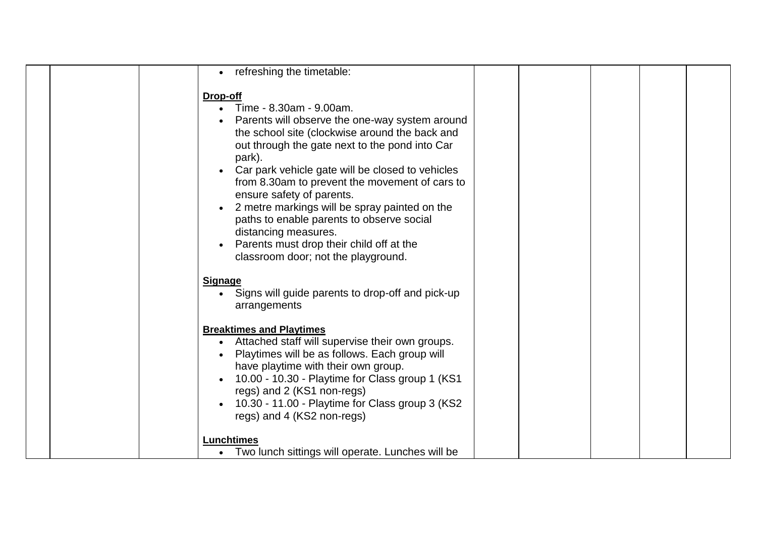| | | | | | | | | |
|---|---|---|---|---|---|---|---|---|
| | | | <ul><li>refreshing the timetable:</li></ul><br>**Drop-off**<ul><li>Time - 8.30am - 9.00am.</li><li>Parents will observe the one-way system around the school site (clockwise around the back and out through the gate next to the pond into Car park).</li><li>Car park vehicle gate will be closed to vehicles from 8.30am to prevent the movement of cars to ensure safety of parents.</li><li>2 metre markings will be spray painted on the paths to enable parents to observe social distancing measures.</li><li>Parents must drop their child off at the classroom door; not the playground.</li></ul><br>**Signage**<ul><li>Signs will guide parents to drop-off and pick-up arrangements</li></ul><br>**Breaktimes and Playtimes**<ul><li>Attached staff will supervise their own groups.</li><li>Playtimes will be as follows. Each group will have playtime with their own group.</li><li>10.00 - 10.30 - Playtime for Class group 1 (KS1 regs) and 2 (KS1 non-regs)</li><li>10.30 - 11.00 - Playtime for Class group 3 (KS2 regs) and 4 (KS2 non-regs)</li></ul><br>**Lunchtimes**<ul><li>Two lunch sittings will operate. Lunches will be</li></ul> | | | | | |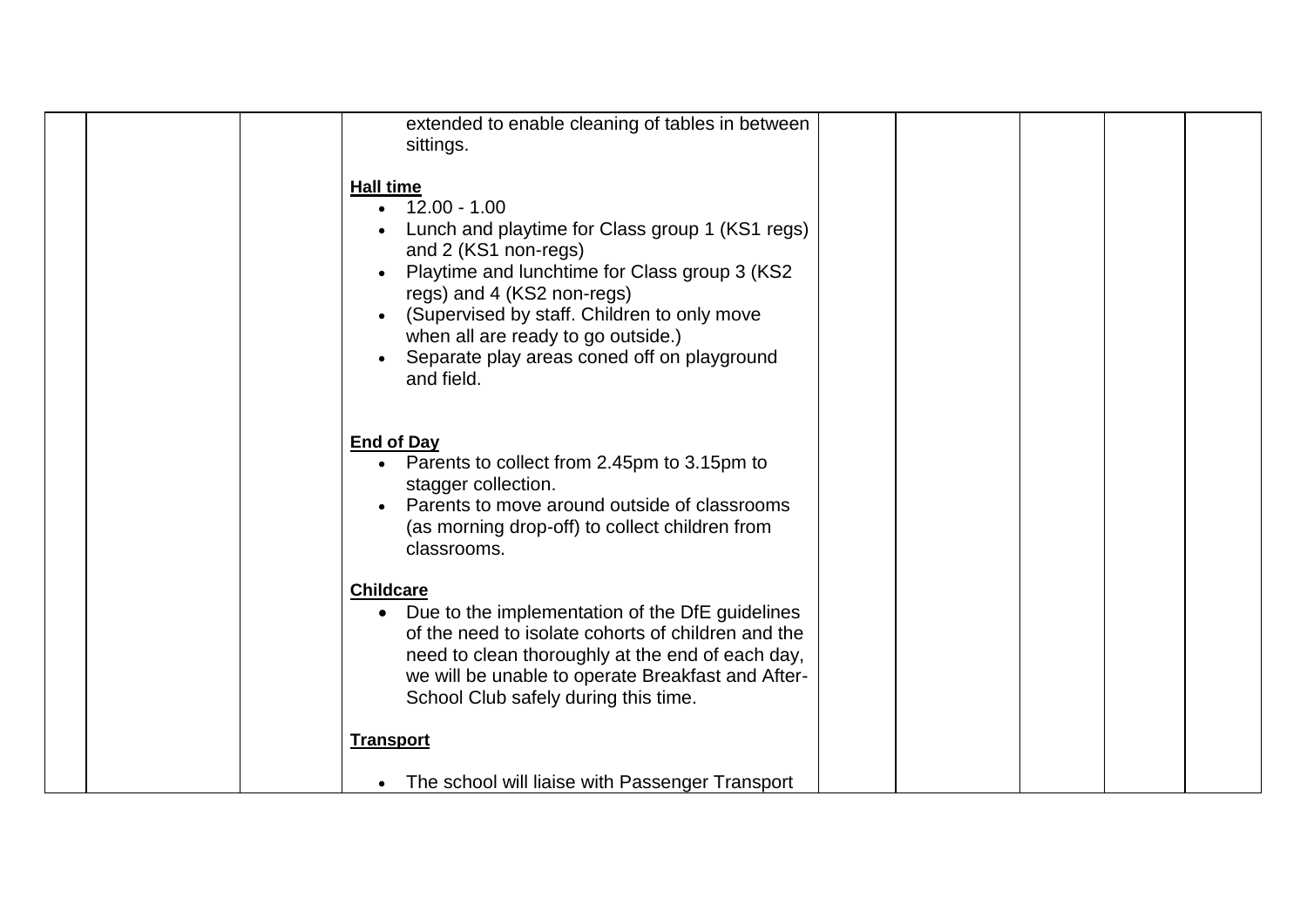| | | | extended to enable cleaning of tables in between sittings.<br><br>**Hall time**<br>• 12.00 - 1.00<br>• Lunch and playtime for Class group 1 (KS1 regs) and 2 (KS1 non-regs)<br>• Playtime and lunchtime for Class group 3 (KS2 regs) and 4 (KS2 non-regs)<br>• (Supervised by staff. Children to only move when all are ready to go outside.)<br>• Separate play areas coned off on playground and field.<br><br>**End of Day**<br>• Parents to collect from 2.45pm to 3.15pm to stagger collection.<br>• Parents to move around outside of classrooms (as morning drop-off) to collect children from classrooms.<br><br>**Childcare**<br>• Due to the implementation of the DfE guidelines of the need to isolate cohorts of children and the need to clean thoroughly at the end of each day, we will be unable to operate Breakfast and After-School Club safely during this time.<br><br>**Transport**<br><br>• The school will liaise with Passenger Transport | | | | | |
|---|---|---|---|---|---|---|---|---|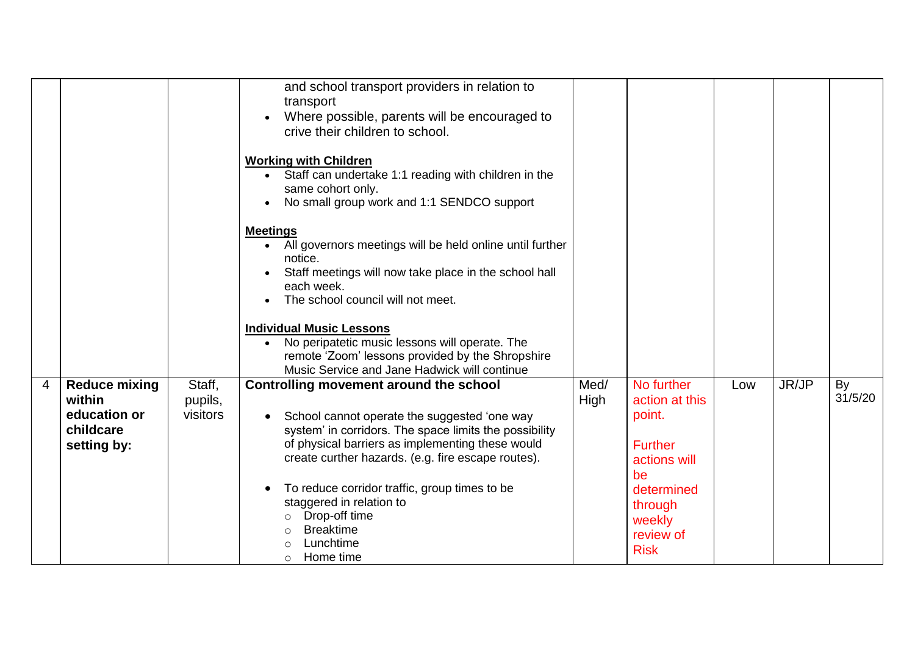| | | | | | | | | |
|---|---|---|---|---|---|---|---|---|
| | | | and school transport providers in relation to transport<br>• Where possible, parents will be encouraged to crive their children to school.<br><br>**Working with Children**<br>• Staff can undertake 1:1 reading with children in the same cohort only.<br>• No small group work and 1:1 SENDCO support<br><br>**Meetings**<br>• All governors meetings will be held online until further notice.<br>• Staff meetings will now take place in the school hall each week.<br>• The school council will not meet.<br><br>**Individual Music Lessons**<br>• No peripatetic music lessons will operate. The remote 'Zoom' lessons provided by the Shropshire Music Service and Jane Hadwick will continue | | | | | |
| 4 | **Reduce mixing within education or childcare setting by:** | Staff, pupils, visitors | **Controlling movement around the school**<br><br>• School cannot operate the suggested 'one way system' in corridors. The space limits the possibility of physical barriers as implementing these would create curther hazards. (e.g. fire escape routes).<br><br>• To reduce corridor traffic, group times to be staggered in relation to<br>  ○ Drop-off time<br>  ○ Breaktime<br>  ○ Lunchtime<br>  ○ Home time | Med/ High | No further action at this point.<br><br>Further actions will be determined through weekly review of Risk | Low | JR/JP | By 31/5/20 |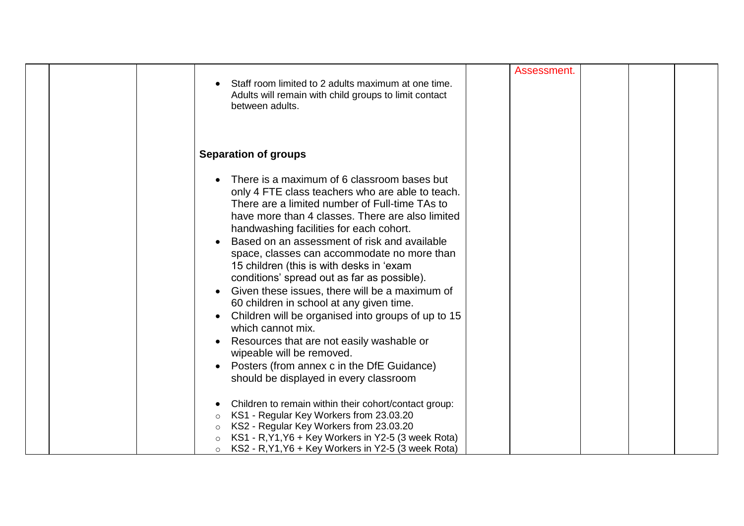| | | | | | | | | |
|---|---|---|---|---|---|---|---|---|
| | | | • Staff room limited to 2 adults maximum at one time. Adults will remain with child groups to limit contact between adults.<br><br>**Separation of groups**<br><br>• There is a maximum of 6 classroom bases but only 4 FTE class teachers who are able to teach. There are a limited number of Full-time TAs to have more than 4 classes. There are also limited handwashing facilities for each cohort.<br>• Based on an assessment of risk and available space, classes can accommodate no more than 15 children (this is with desks in 'exam conditions' spread out as far as possible).<br>• Given these issues, there will be a maximum of 60 children in school at any given time.<br>• Children will be organised into groups of up to 15 which cannot mix.<br>• Resources that are not easily washable or wipeable will be removed.<br>• Posters (from annex c in the DfE Guidance) should be displayed in every classroom<br><br>• Children to remain within their cohort/contact group:<br>◦ KS1 - Regular Key Workers from 23.03.20<br>◦ KS2 - Regular Key Workers from 23.03.20<br>◦ KS1 - R,Y1,Y6 + Key Workers in Y2-5 (3 week Rota)<br>◦ KS2 - R,Y1,Y6 + Key Workers in Y2-5 (3 week Rota) | | Assessment. | | | |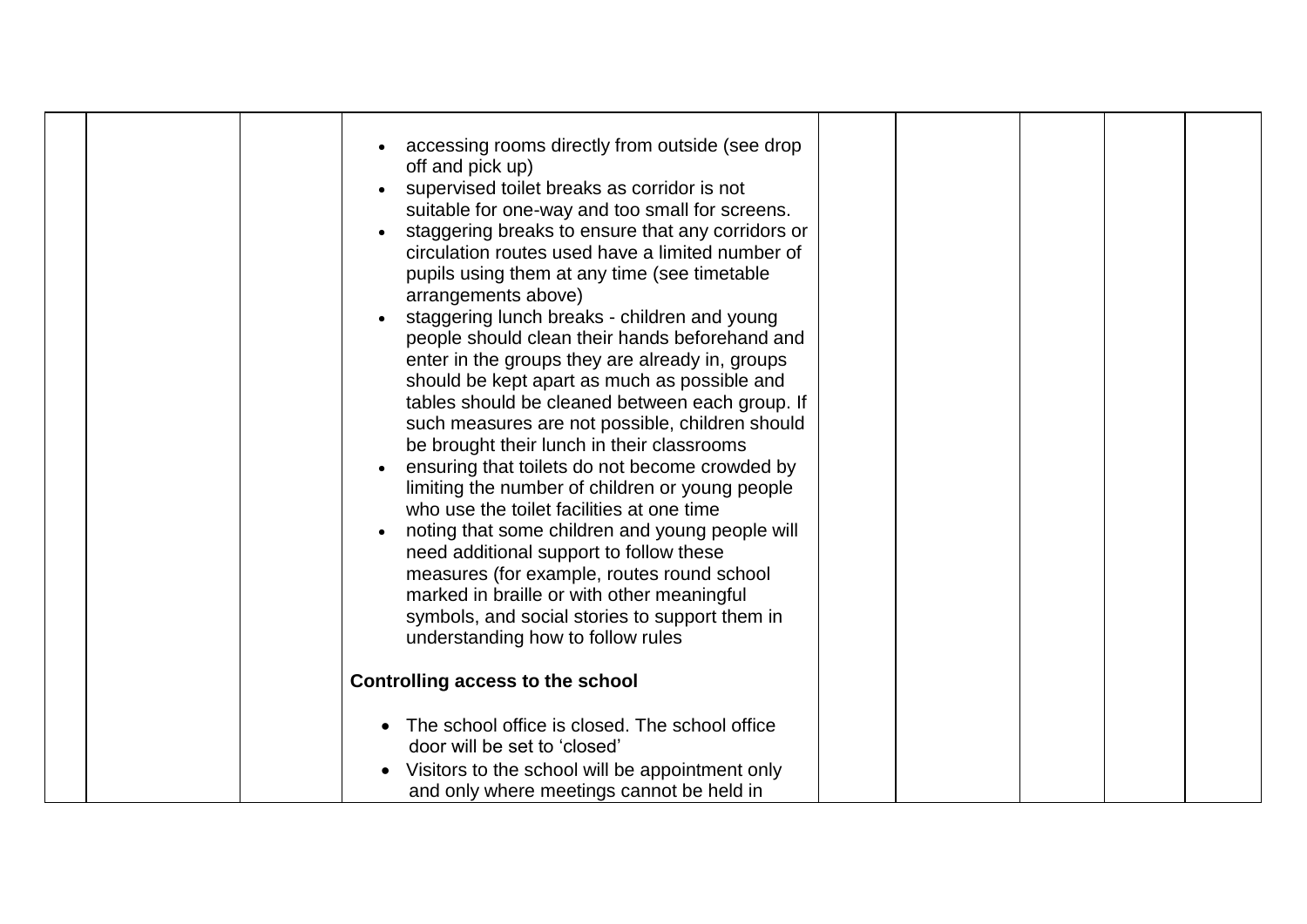| | | | | | | | | |
|---|---|---|---|---|---|---|---|---|
| | | | • accessing rooms directly from outside (see drop off and pick up)<br>• supervised toilet breaks as corridor is not suitable for one-way and too small for screens.<br>• staggering breaks to ensure that any corridors or circulation routes used have a limited number of pupils using them at any time (see timetable arrangements above)<br>• staggering lunch breaks - children and young people should clean their hands beforehand and enter in the groups they are already in, groups should be kept apart as much as possible and tables should be cleaned between each group. If such measures are not possible, children should be brought their lunch in their classrooms<br>• ensuring that toilets do not become crowded by limiting the number of children or young people who use the toilet facilities at one time<br>• noting that some children and young people will need additional support to follow these measures (for example, routes round school marked in braille or with other meaningful symbols, and social stories to support them in understanding how to follow rules<br><br>**Controlling access to the school**<br><br>• The school office is closed. The school office door will be set to 'closed'<br>• Visitors to the school will be appointment only and only where meetings cannot be held in | | | | | |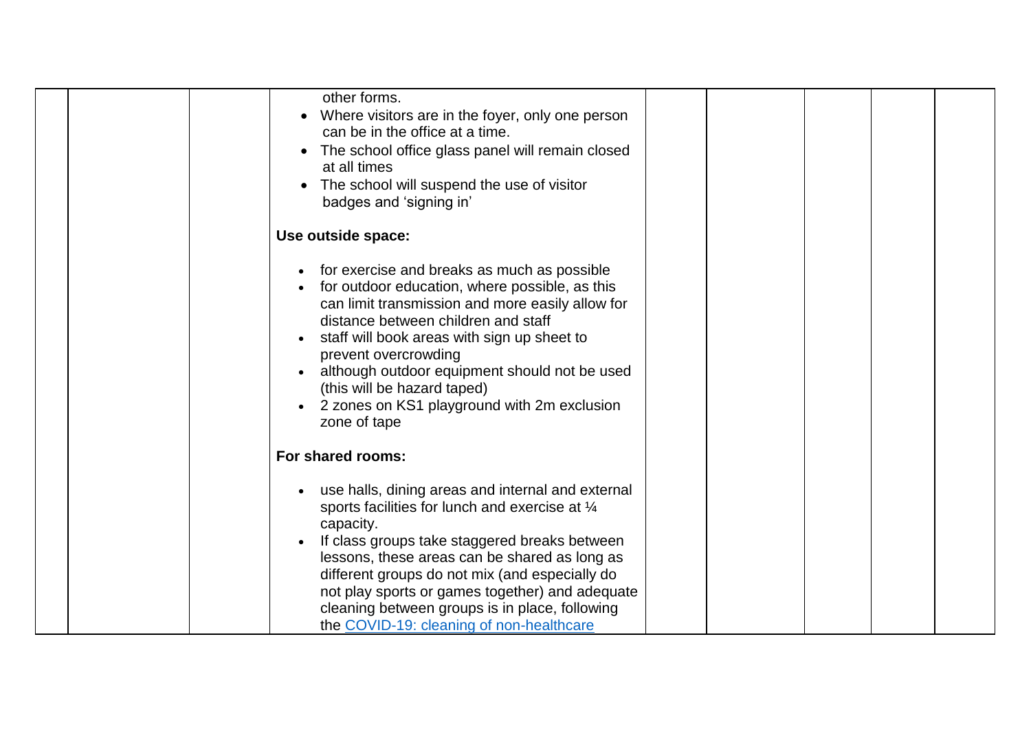| | | | | | | | | |
|---|---|---|---|---|---|---|---|---|
| | | | other forms.<br>• Where visitors are in the foyer, only one person can be in the office at a time.<br>• The school office glass panel will remain closed at all times<br>• The school will suspend the use of visitor badges and 'signing in'<br><br>**Use outside space:**<br><br>• for exercise and breaks as much as possible<br>• for outdoor education, where possible, as this can limit transmission and more easily allow for distance between children and staff<br>• staff will book areas with sign up sheet to prevent overcrowding<br>• although outdoor equipment should not be used (this will be hazard taped)<br>• 2 zones on KS1 playground with 2m exclusion zone of tape<br><br>**For shared rooms:**<br><br>• use halls, dining areas and internal and external sports facilities for lunch and exercise at ¼ capacity.<br>• If class groups take staggered breaks between lessons, these areas can be shared as long as different groups do not mix (and especially do not play sports or games together) and adequate cleaning between groups is in place, following the [COVID-19: cleaning of non-healthcare]() | | | | | |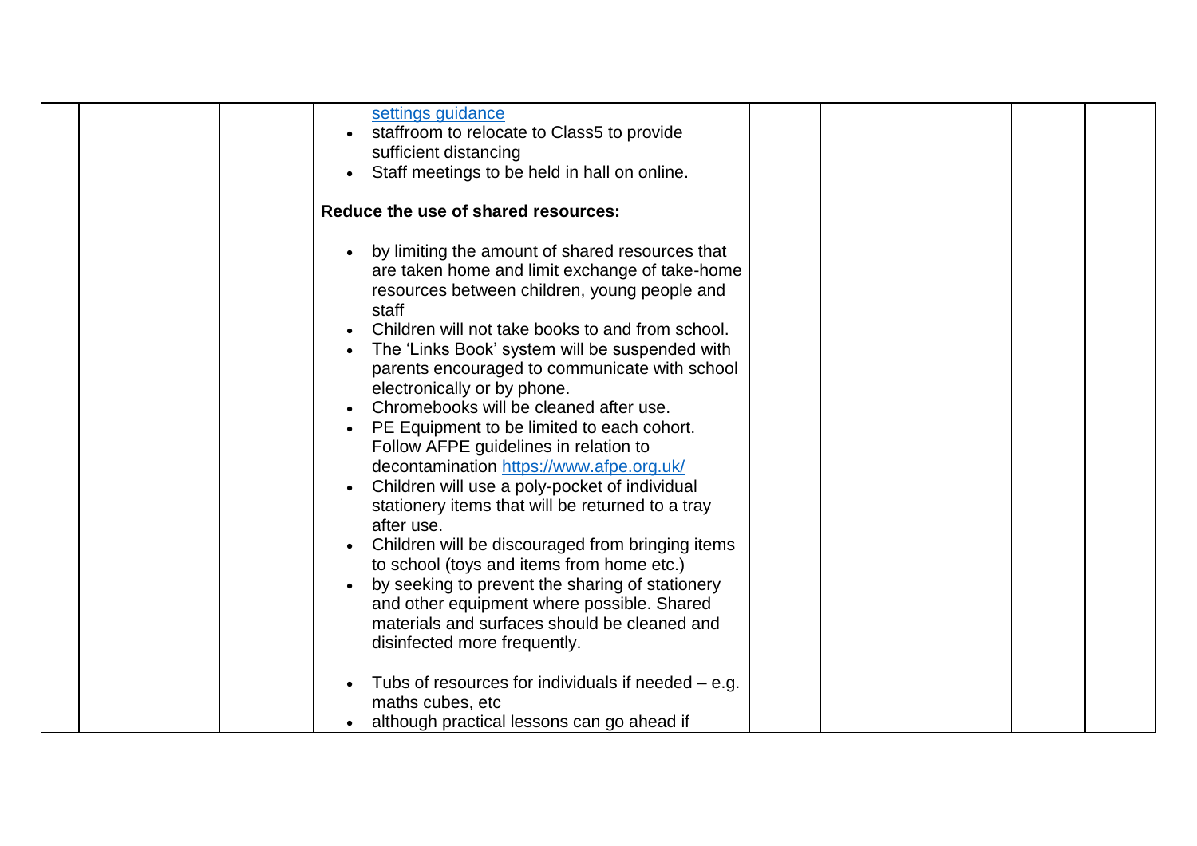| | | | | | | | | |
|---|---|---|---|---|---|---|---|---|
| | | | settings guidance<br>• staffroom to relocate to Class5 to provide sufficient distancing<br>• Staff meetings to be held in hall on online.<br><br>**Reduce the use of shared resources:**<br><br>• by limiting the amount of shared resources that are taken home and limit exchange of take-home resources between children, young people and staff<br>• Children will not take books to and from school.<br>• The 'Links Book' system will be suspended with parents encouraged to communicate with school electronically or by phone.<br>• Chromebooks will be cleaned after use.<br>• PE Equipment to be limited to each cohort. Follow AFPE guidelines in relation to decontamination https://www.afpe.org.uk/<br>• Children will use a poly-pocket of individual stationery items that will be returned to a tray after use.<br>• Children will be discouraged from bringing items to school (toys and items from home etc.)<br>• by seeking to prevent the sharing of stationery and other equipment where possible. Shared materials and surfaces should be cleaned and disinfected more frequently.<br><br>• Tubs of resources for individuals if needed – e.g. maths cubes, etc<br>• although practical lessons can go ahead if | | | | | |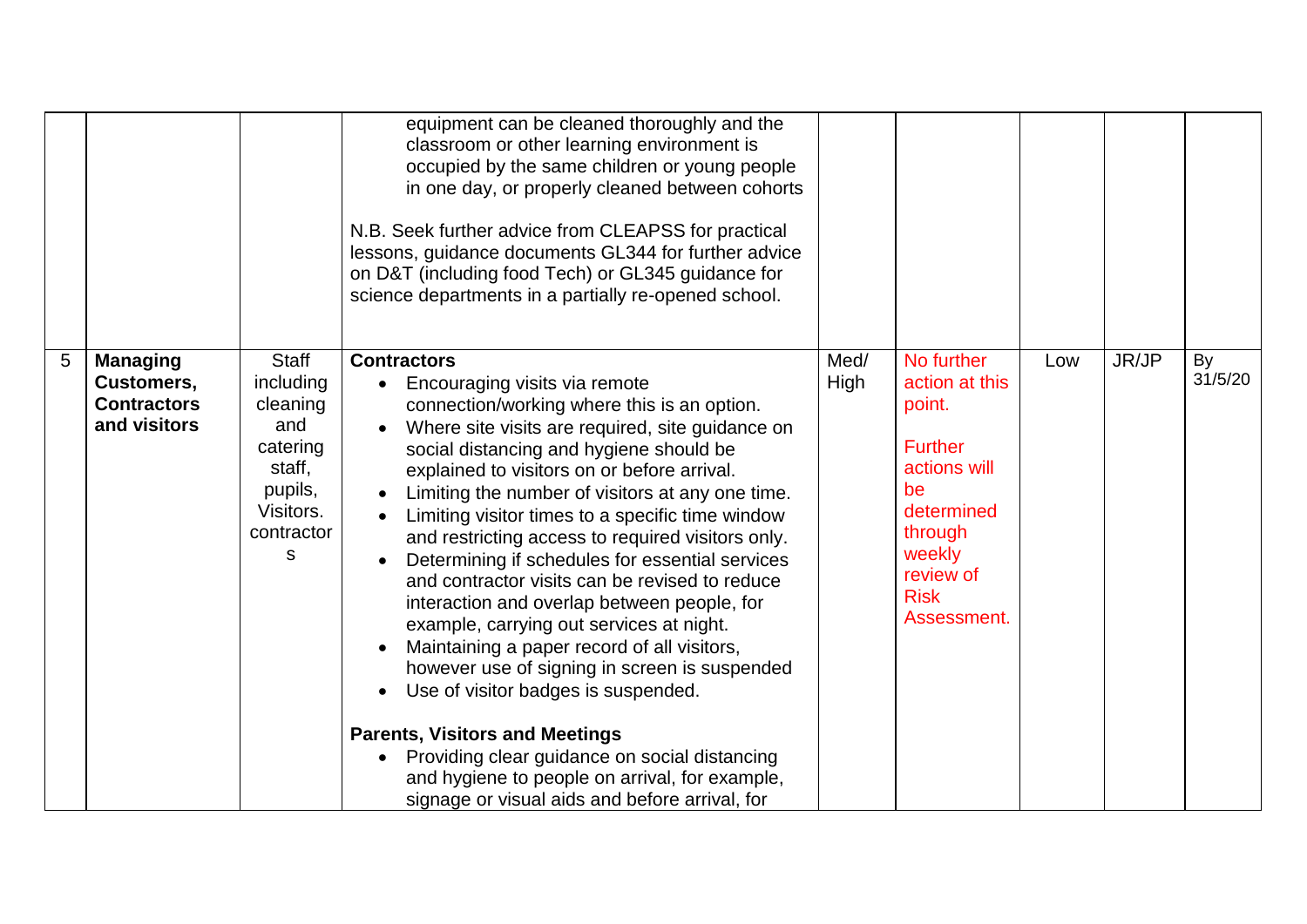| | | | | | | | | |
|---|---|---|---|---|---|---|---|---|
| | | | <ul><li>equipment can be cleaned thoroughly and the classroom or other learning environment is occupied by the same children or young people in one day, or properly cleaned between cohorts</li></ul>N.B. Seek further advice from CLEAPSS for practical lessons, guidance documents GL344 for further advice on D&T (including food Tech) or GL345 guidance for science departments in a partially re-opened school. | | | | | |
| 5 | **Managing Customers, Contractors and visitors** | Staff including cleaning and catering staff, pupils, Visitors. contractors | **Contractors**<ul><li>Encouraging visits via remote connection/working where this is an option.</li><li>Where site visits are required, site guidance on social distancing and hygiene should be explained to visitors on or before arrival.</li><li>Limiting the number of visitors at any one time.</li><li>Limiting visitor times to a specific time window and restricting access to required visitors only.</li><li>Determining if schedules for essential services and contractor visits can be revised to reduce interaction and overlap between people, for example, carrying out services at night.</li><li>Maintaining a paper record of all visitors, however use of signing in screen is suspended</li><li>Use of visitor badges is suspended.</li></ul>**Parents, Visitors and Meetings**<ul><li>Providing clear guidance on social distancing and hygiene to people on arrival, for example, signage or visual aids and before arrival, for</li></ul> | Med/ High | No further action at this point.<br><br>Further actions will be determined through weekly review of Risk Assessment. | Low | JR/JP | By 31/5/20 |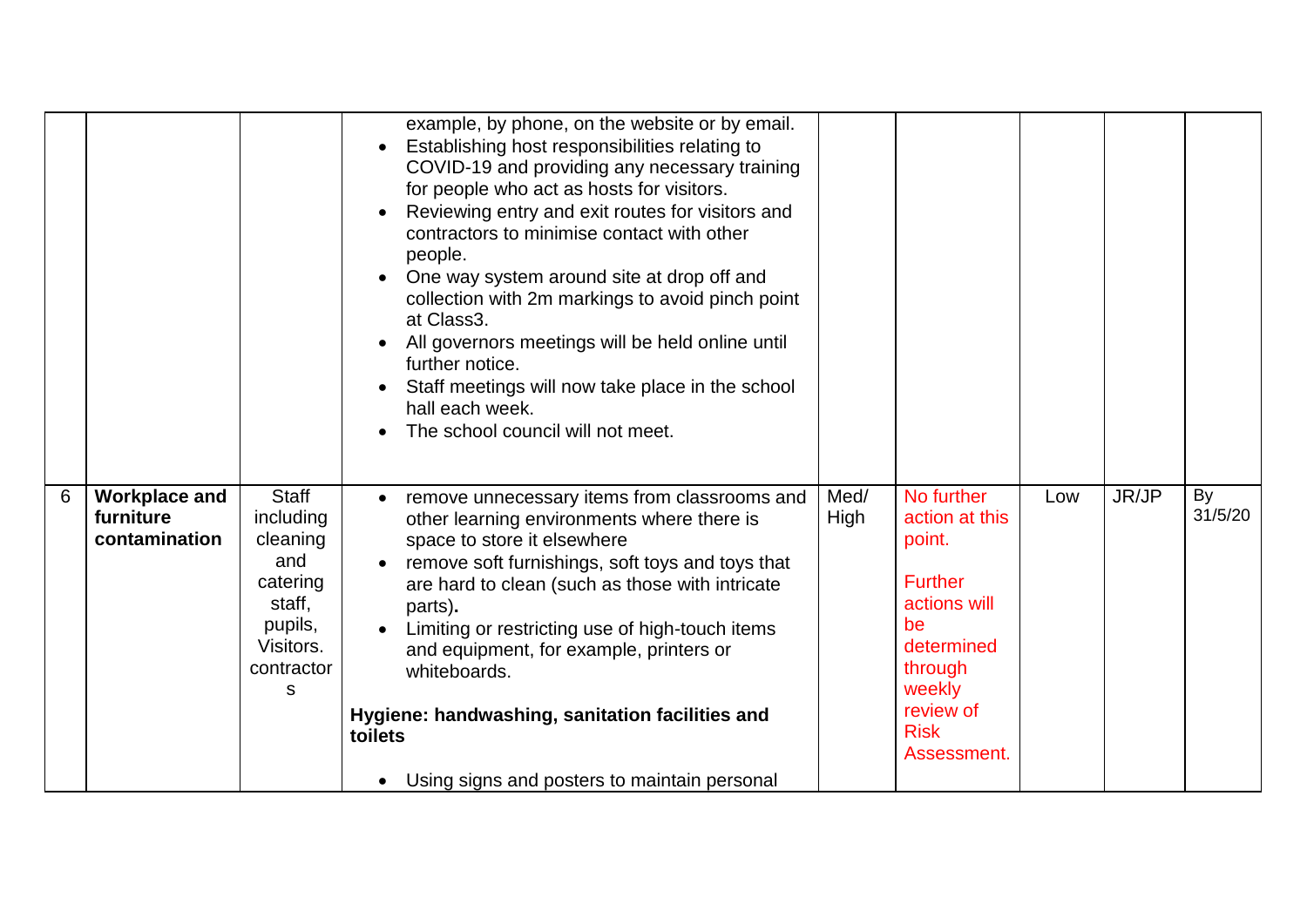| | | | | | | | | |
|---|---|---|---|---|---|---|---|---|
| | | | example, by phone, on the website or by email.<br>• Establishing host responsibilities relating to COVID-19 and providing any necessary training for people who act as hosts for visitors.<br>• Reviewing entry and exit routes for visitors and contractors to minimise contact with other people.<br>• One way system around site at drop off and collection with 2m markings to avoid pinch point at Class3.<br>• All governors meetings will be held online until further notice.<br>• Staff meetings will now take place in the school hall each week.<br>• The school council will not meet. | | | | | |
| 6 | **Workplace and furniture contamination** | Staff including cleaning and catering staff, pupils, Visitors. contractors | • remove unnecessary items from classrooms and other learning environments where there is space to store it elsewhere<br>• remove soft furnishings, soft toys and toys that are hard to clean (such as those with intricate parts).<br>• Limiting or restricting use of high-touch items and equipment, for example, printers or whiteboards.<br><br>**Hygiene: handwashing, sanitation facilities and toilets**<br><br>• Using signs and posters to maintain personal | Med/ High | No further action at this point.<br><br>Further actions will be determined through weekly review of Risk Assessment. | Low | JR/JP | By 31/5/20 |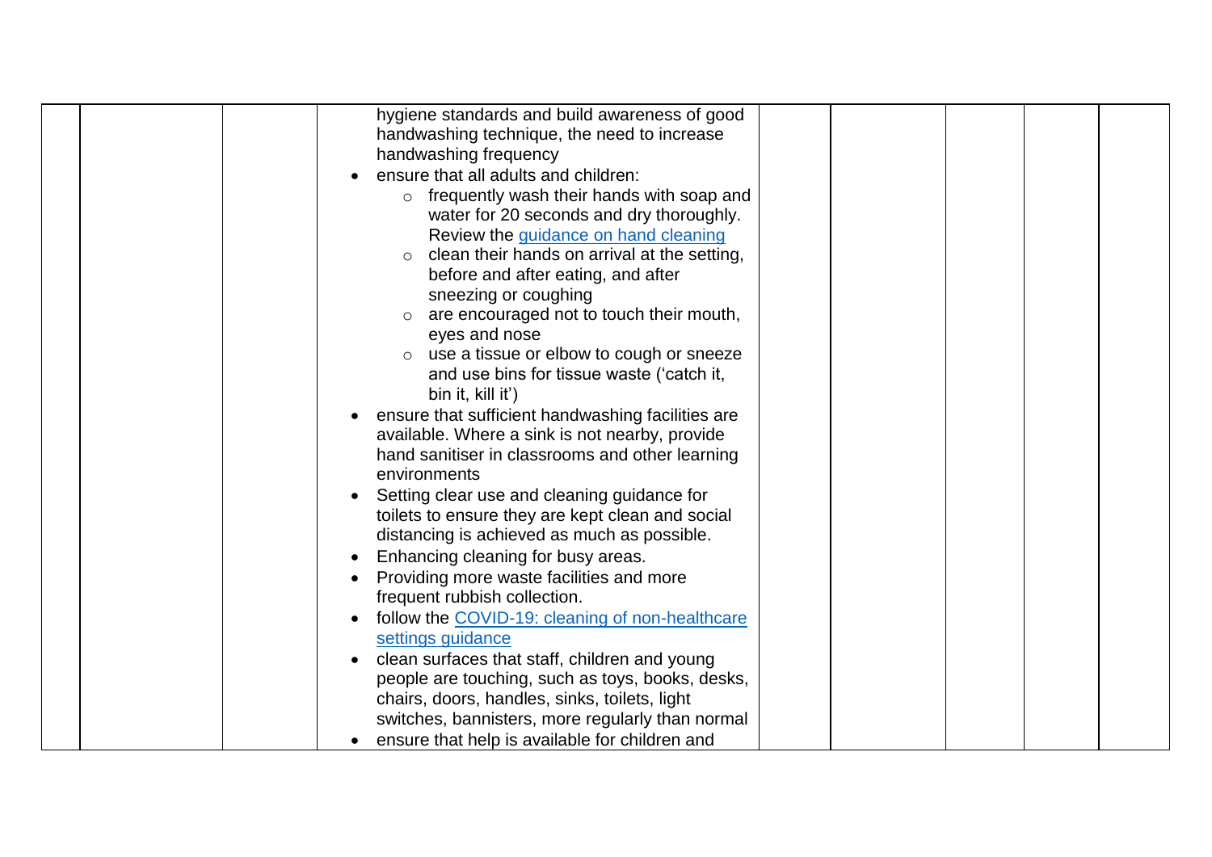| | | | | | | | | |
|---|---|---|---|---|---|---|---|---|
| | | | hygiene standards and build awareness of good handwashing technique, the need to increase handwashing frequency<br>• ensure that all adults and children:<br>  ○ frequently wash their hands with soap and water for 20 seconds and dry thoroughly. Review the [guidance on hand cleaning]<br>  ○ clean their hands on arrival at the setting, before and after eating, and after sneezing or coughing<br>  ○ are encouraged not to touch their mouth, eyes and nose<br>  ○ use a tissue or elbow to cough or sneeze and use bins for tissue waste ('catch it, bin it, kill it')<br>• ensure that sufficient handwashing facilities are available. Where a sink is not nearby, provide hand sanitiser in classrooms and other learning environments<br>• Setting clear use and cleaning guidance for toilets to ensure they are kept clean and social distancing is achieved as much as possible.<br>• Enhancing cleaning for busy areas.<br>• Providing more waste facilities and more frequent rubbish collection.<br>• follow the [COVID-19: cleaning of non-healthcare settings guidance]<br>• clean surfaces that staff, children and young people are touching, such as toys, books, desks, chairs, doors, handles, sinks, toilets, light switches, bannisters, more regularly than normal<br>• ensure that help is available for children and | | | | | |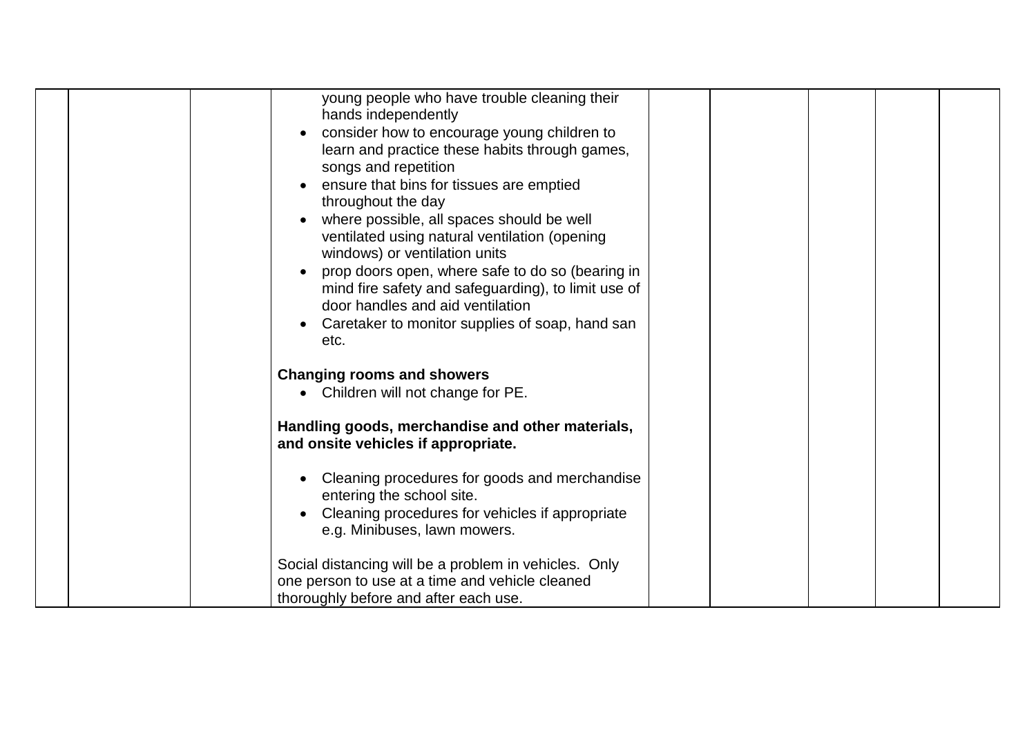| | | | | | | | | |
|---|---|---|---|---|---|---|---|---|
| | | | young people who have trouble cleaning their hands independently<br>• consider how to encourage young children to learn and practice these habits through games, songs and repetition<br>• ensure that bins for tissues are emptied throughout the day<br>• where possible, all spaces should be well ventilated using natural ventilation (opening windows) or ventilation units<br>• prop doors open, where safe to do so (bearing in mind fire safety and safeguarding), to limit use of door handles and aid ventilation<br>• Caretaker to monitor supplies of soap, hand san etc.<br><br>**Changing rooms and showers**<br>• Children will not change for PE.<br><br>**Handling goods, merchandise and other materials, and onsite vehicles if appropriate.**<br><br>• Cleaning procedures for goods and merchandise entering the school site.<br>• Cleaning procedures for vehicles if appropriate e.g. Minibuses, lawn mowers.<br><br>Social distancing will be a problem in vehicles. Only one person to use at a time and vehicle cleaned thoroughly before and after each use. | | | | | |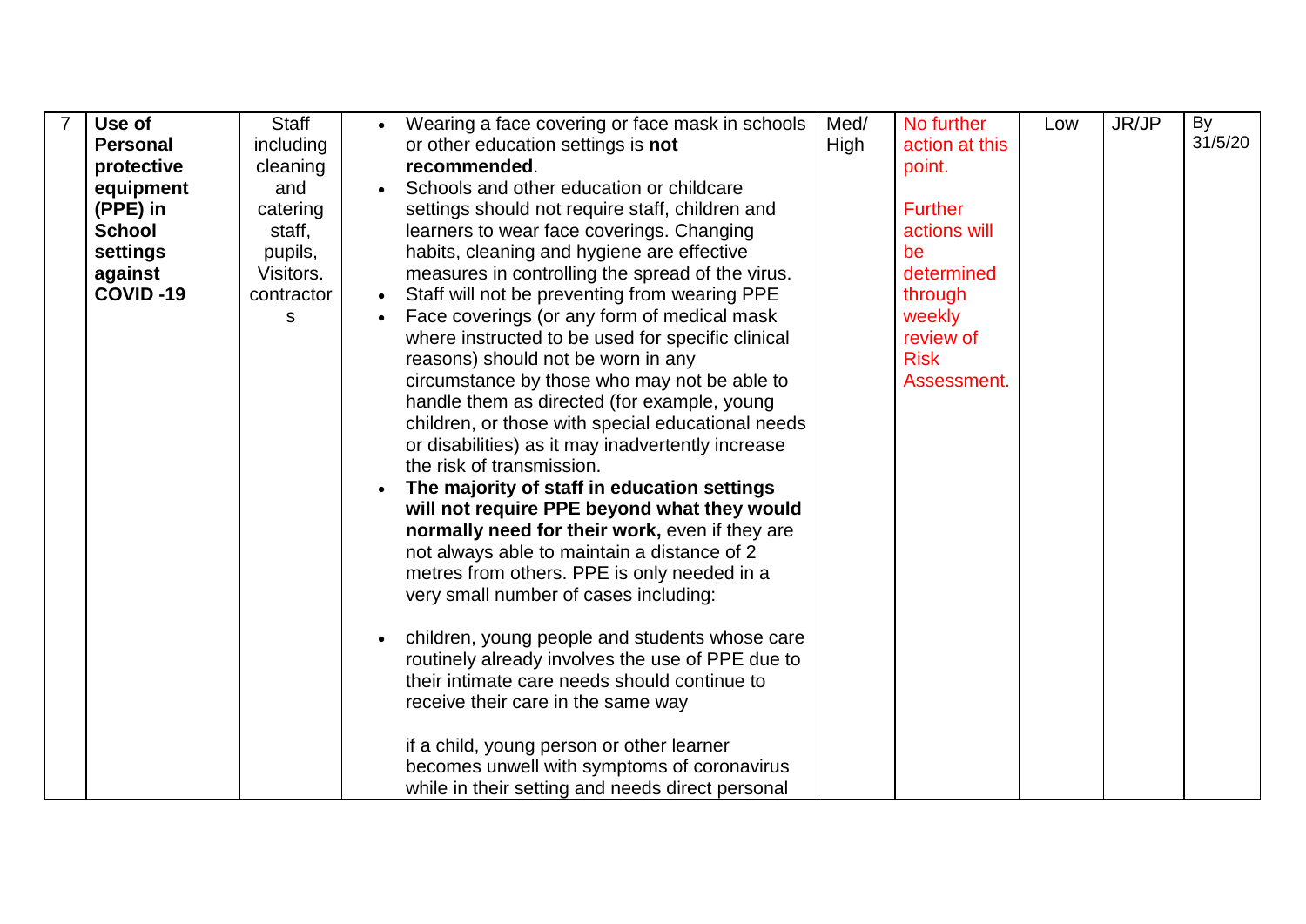| 7 | **Use of Personal protective equipment (PPE) in School settings against COVID -19** | Staff including cleaning and catering staff, pupils, Visitors. contractors | • Wearing a face covering or face mask in schools or other education settings is **not recommended**.<br>• Schools and other education or childcare settings should not require staff, children and learners to wear face coverings. Changing habits, cleaning and hygiene are effective measures in controlling the spread of the virus.<br>• Staff will not be preventing from wearing PPE<br>• Face coverings (or any form of medical mask where instructed to be used for specific clinical reasons) should not be worn in any circumstance by those who may not be able to handle them as directed (for example, young children, or those with special educational needs or disabilities) as it may inadvertently increase the risk of transmission.<br>• **The majority of staff in education settings will not require PPE beyond what they would normally need for their work,** even if they are not always able to maintain a distance of 2 metres from others. PPE is only needed in a very small number of cases including:<br><br>• children, young people and students whose care routinely already involves the use of PPE due to their intimate care needs should continue to receive their care in the same way<br><br>if a child, young person or other learner becomes unwell with symptoms of coronavirus while in their setting and needs direct personal | Med/ High | No further action at this point.<br><br>Further actions will be determined through weekly review of Risk Assessment. | Low | JR/JP | By 31/5/20 |
|---|---|---|---|---|---|---|---|---|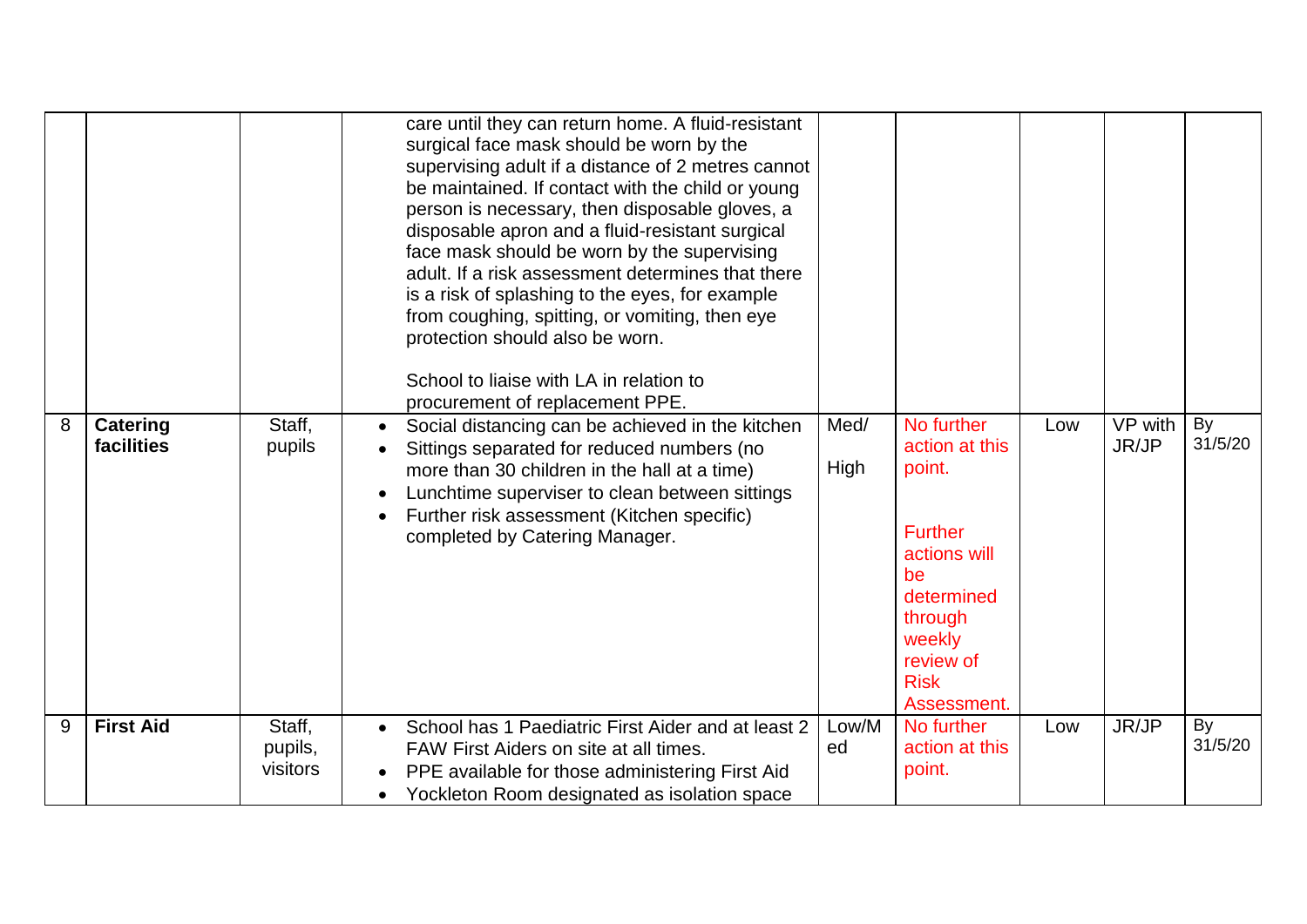| | | | | | | | | |
|---|---|---|---|---|---|---|---|---|
| | | | care until they can return home. A fluid-resistant surgical face mask should be worn by the supervising adult if a distance of 2 metres cannot be maintained. If contact with the child or young person is necessary, then disposable gloves, a disposable apron and a fluid-resistant surgical face mask should be worn by the supervising adult. If a risk assessment determines that there is a risk of splashing to the eyes, for example from coughing, spitting, or vomiting, then eye protection should also be worn.<br><br>School to liaise with LA in relation to procurement of replacement PPE. | | | | | |
| 8 | **Catering facilities** | Staff, pupils | • Social distancing can be achieved in the kitchen<br>• Sittings separated for reduced numbers (no more than 30 children in the hall at a time)<br>• Lunchtime superviser to clean between sittings<br>• Further risk assessment (Kitchen specific) completed by Catering Manager. | Med/<br><br>High | No further action at this point.<br><br>Further actions will be determined through weekly review of Risk Assessment. | Low | VP with JR/JP | By 31/5/20 |
| 9 | **First Aid** | Staff, pupils, visitors | • School has 1 Paediatric First Aider and at least 2 FAW First Aiders on site at all times.<br>• PPE available for those administering First Aid<br>• Yockleton Room designated as isolation space | Low/Med | No further action at this point. | Low | JR/JP | By 31/5/20 |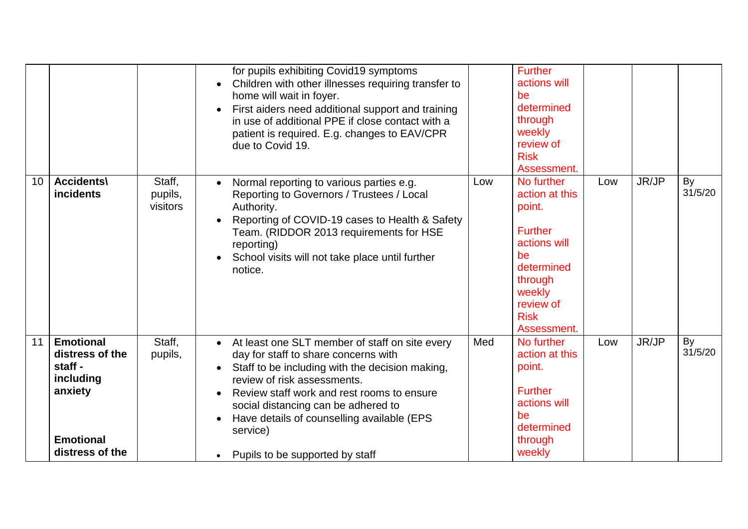| | | | | | | | | |
|---|---|---|---|---|---|---|---|---|
| | | | for pupils exhibiting Covid19 symptoms<br>• Children with other illnesses requiring transfer to home will wait in foyer.<br>• First aiders need additional support and training in use of additional PPE if close contact with a patient is required. E.g. changes to EAV/CPR due to Covid 19. | | Further actions will be determined through weekly review of Risk Assessment. | | | |
| 10 | **Accidents\ incidents** | Staff, pupils, visitors | • Normal reporting to various parties e.g. Reporting to Governors / Trustees / Local Authority.<br>• Reporting of COVID-19 cases to Health & Safety Team. (RIDDOR 2013 requirements for HSE reporting)<br>• School visits will not take place until further notice. | Low | No further action at this point.<br><br>Further actions will be determined through weekly review of Risk Assessment. | Low | JR/JP | By 31/5/20 |
| 11 | **Emotional distress of the staff - including anxiety**<br><br>**Emotional distress of the** | Staff, pupils, | • At least one SLT member of staff on site every day for staff to share concerns with<br>• Staff to be including with the decision making, review of risk assessments.<br>• Review staff work and rest rooms to ensure social distancing can be adhered to<br>• Have details of counselling available (EPS service)<br><br>• Pupils to be supported by staff | Med | No further action at this point.<br><br>Further actions will be determined through weekly | Low | JR/JP | By 31/5/20 |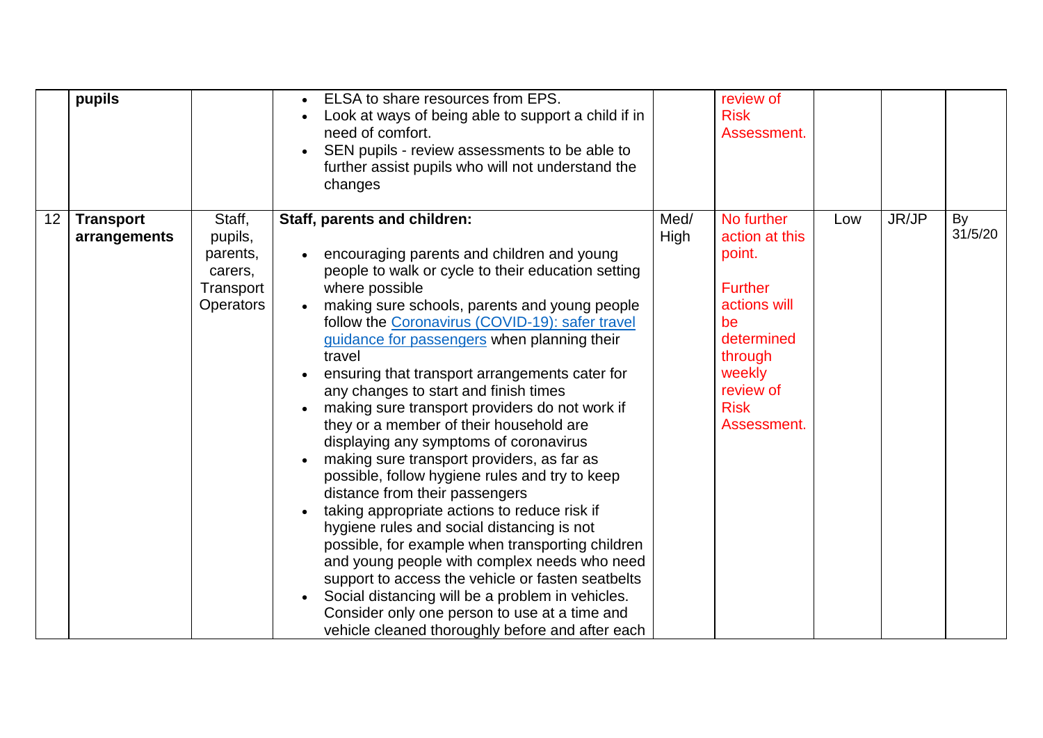| | | | | | | | | |
|---|---|---|---|---|---|---|---|---|
| | **pupils** | | • ELSA to share resources from EPS.<br>• Look at ways of being able to support a child if in need of comfort.<br>• SEN pupils - review assessments to be able to further assist pupils who will not understand the changes | | review of Risk Assessment. | | | |
| 12 | **Transport arrangements** | Staff, pupils, parents, carers, Transport Operators | **Staff, parents and children:**<br><br>• encouraging parents and children and young people to walk or cycle to their education setting where possible<br>• making sure schools, parents and young people follow the Coronavirus (COVID-19): safer travel guidance for passengers when planning their travel<br>• ensuring that transport arrangements cater for any changes to start and finish times<br>• making sure transport providers do not work if they or a member of their household are displaying any symptoms of coronavirus<br>• making sure transport providers, as far as possible, follow hygiene rules and try to keep distance from their passengers<br>• taking appropriate actions to reduce risk if hygiene rules and social distancing is not possible, for example when transporting children and young people with complex needs who need support to access the vehicle or fasten seatbelts<br>• Social distancing will be a problem in vehicles. Consider only one person to use at a time and vehicle cleaned thoroughly before and after each | Med/ High | No further action at this point.<br><br>Further actions will be determined through weekly review of Risk Assessment. | Low | JR/JP | By 31/5/20 |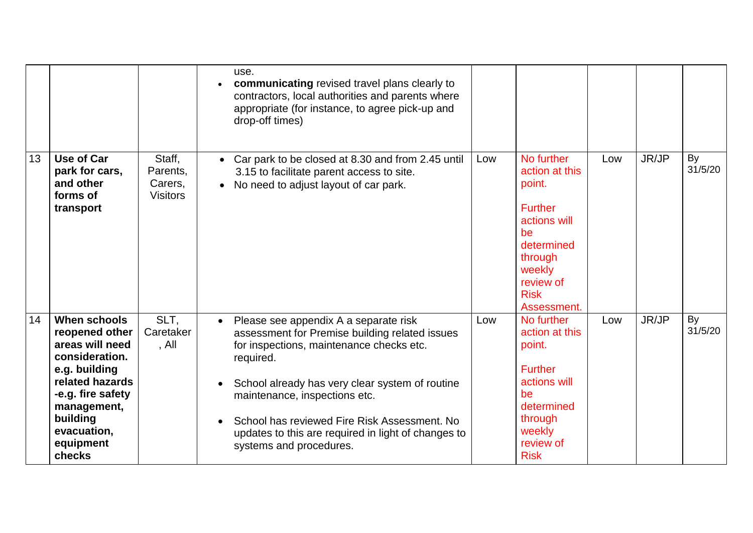| | | | | | | | | |
|---|---|---|---|---|---|---|---|---|
| | | | use.<br>• **communicating** revised travel plans clearly to contractors, local authorities and parents where appropriate (for instance, to agree pick-up and drop-off times) | | | | | |
| 13 | **Use of Car park for cars, and other forms of transport** | Staff, Parents, Carers, Visitors | • Car park to be closed at 8.30 and from 2.45 until 3.15 to facilitate parent access to site.<br>• No need to adjust layout of car park. | Low | No further action at this point.<br><br>Further actions will be determined through weekly review of Risk Assessment. | Low | JR/JP | By 31/5/20 |
| 14 | **When schools reopened other areas will need consideration. e.g. building related hazards -e.g. fire safety management, building evacuation, equipment checks** | SLT, Caretaker , All | • Please see appendix A a separate risk assessment for Premise building related issues for inspections, maintenance checks etc. required.<br><br>• School already has very clear system of routine maintenance, inspections etc.<br><br>• School has reviewed Fire Risk Assessment. No updates to this are required in light of changes to systems and procedures. | Low | No further action at this point.<br><br>Further actions will be determined through weekly review of Risk | Low | JR/JP | By 31/5/20 |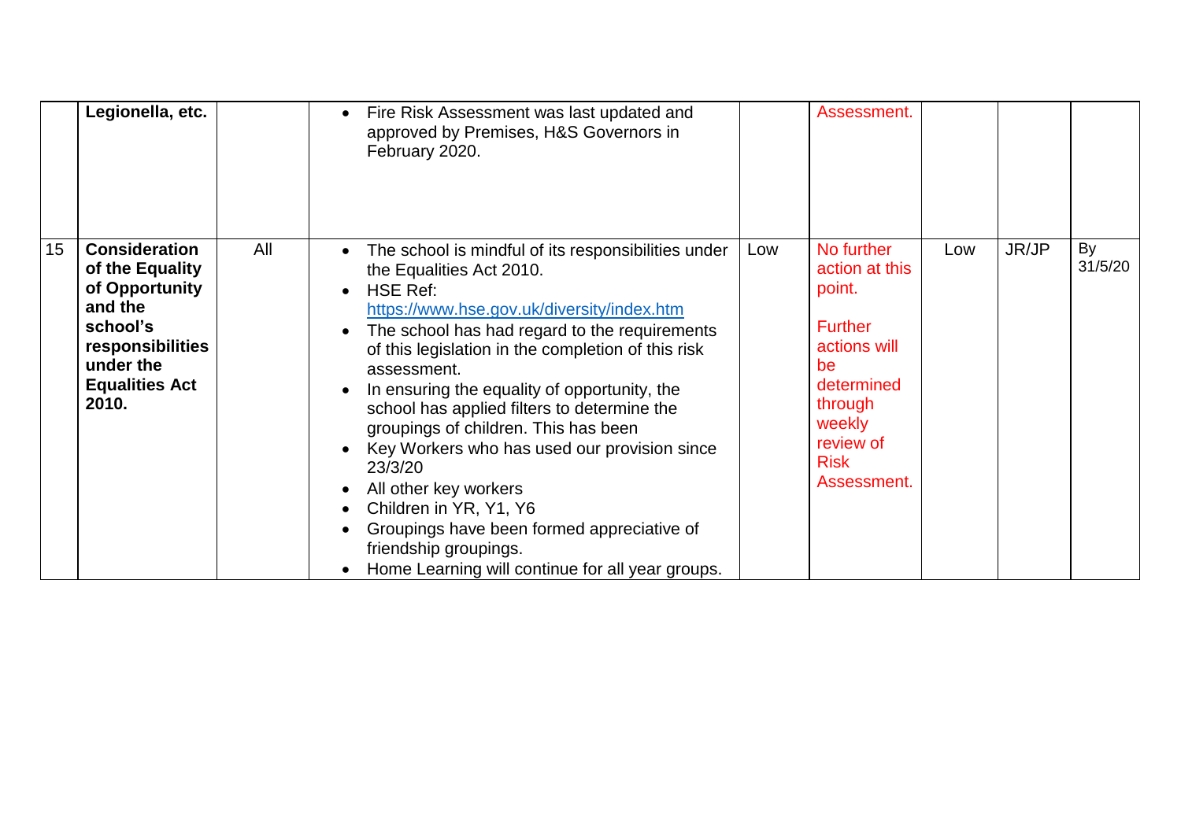|  |  |  |  |  |  |  |  |  |
|---|---|---|---|---|---|---|---|---|
|  | **Legionella, etc.** |  | • Fire Risk Assessment was last updated and approved by Premises, H&S Governors in February 2020. |  | Assessment. |  |  |  |
| 15 | **Consideration of the Equality of Opportunity and the school's responsibilities under the Equalities Act 2010.** | All | • The school is mindful of its responsibilities under the Equalities Act 2010.<br>• HSE Ref: https://www.hse.gov.uk/diversity/index.htm<br>• The school has had regard to the requirements of this legislation in the completion of this risk assessment.<br>• In ensuring the equality of opportunity, the school has applied filters to determine the groupings of children. This has been<br>• Key Workers who has used our provision since 23/3/20<br>• All other key workers<br>• Children in YR, Y1, Y6<br>• Groupings have been formed appreciative of friendship groupings.<br>• Home Learning will continue for all year groups. | Low | No further action at this point.<br><br>Further actions will be determined through weekly review of Risk Assessment. | Low | JR/JP | By 31/5/20 |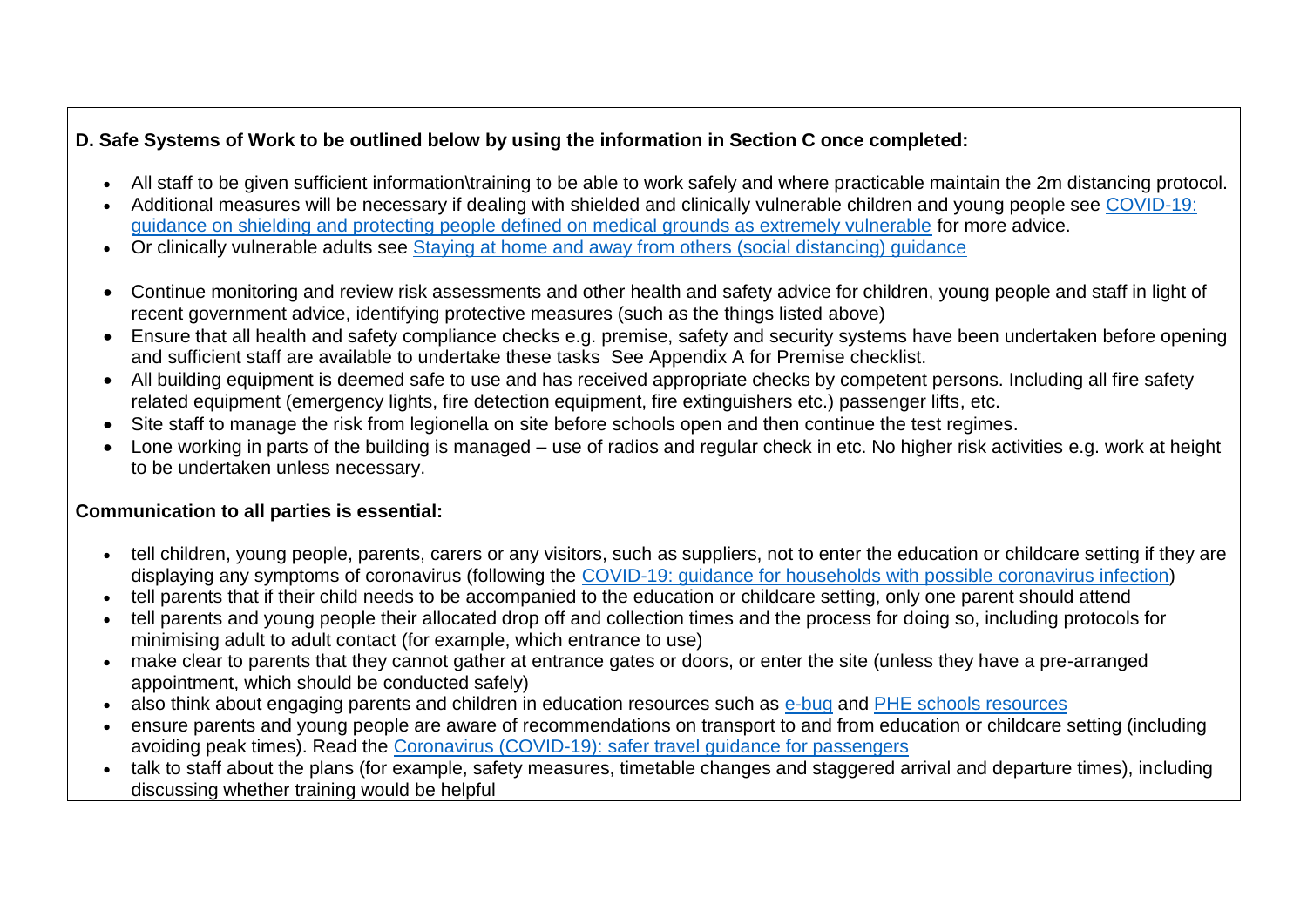**D. Safe Systems of Work to be outlined below by using the information in Section C once completed:**

- All staff to be given sufficient information\training to be able to work safely and where practicable maintain the 2m distancing protocol.
- Additional measures will be necessary if dealing with shielded and clinically vulnerable children and young people see [COVID-19: guidance on shielding and protecting people defined on medical grounds as extremely vulnerable]() for more advice.
- Or clinically vulnerable adults see [Staying at home and away from others (social distancing) guidance]()

- Continue monitoring and review risk assessments and other health and safety advice for children, young people and staff in light of recent government advice, identifying protective measures (such as the things listed above)
- Ensure that all health and safety compliance checks e.g. premise, safety and security systems have been undertaken before opening and sufficient staff are available to undertake these tasks See Appendix A for Premise checklist.
- All building equipment is deemed safe to use and has received appropriate checks by competent persons. Including all fire safety related equipment (emergency lights, fire detection equipment, fire extinguishers etc.) passenger lifts, etc.
- Site staff to manage the risk from legionella on site before schools open and then continue the test regimes.
- Lone working in parts of the building is managed – use of radios and regular check in etc. No higher risk activities e.g. work at height to be undertaken unless necessary.

**Communication to all parties is essential:**

- tell children, young people, parents, carers or any visitors, such as suppliers, not to enter the education or childcare setting if they are displaying any symptoms of coronavirus (following the [COVID-19: guidance for households with possible coronavirus infection]())
- tell parents that if their child needs to be accompanied to the education or childcare setting, only one parent should attend
- tell parents and young people their allocated drop off and collection times and the process for doing so, including protocols for minimising adult to adult contact (for example, which entrance to use)
- make clear to parents that they cannot gather at entrance gates or doors, or enter the site (unless they have a pre-arranged appointment, which should be conducted safely)
- also think about engaging parents and children in education resources such as [e-bug]() and [PHE schools resources]()
- ensure parents and young people are aware of recommendations on transport to and from education or childcare setting (including avoiding peak times). Read the [Coronavirus (COVID-19): safer travel guidance for passengers]()
- talk to staff about the plans (for example, safety measures, timetable changes and staggered arrival and departure times), including discussing whether training would be helpful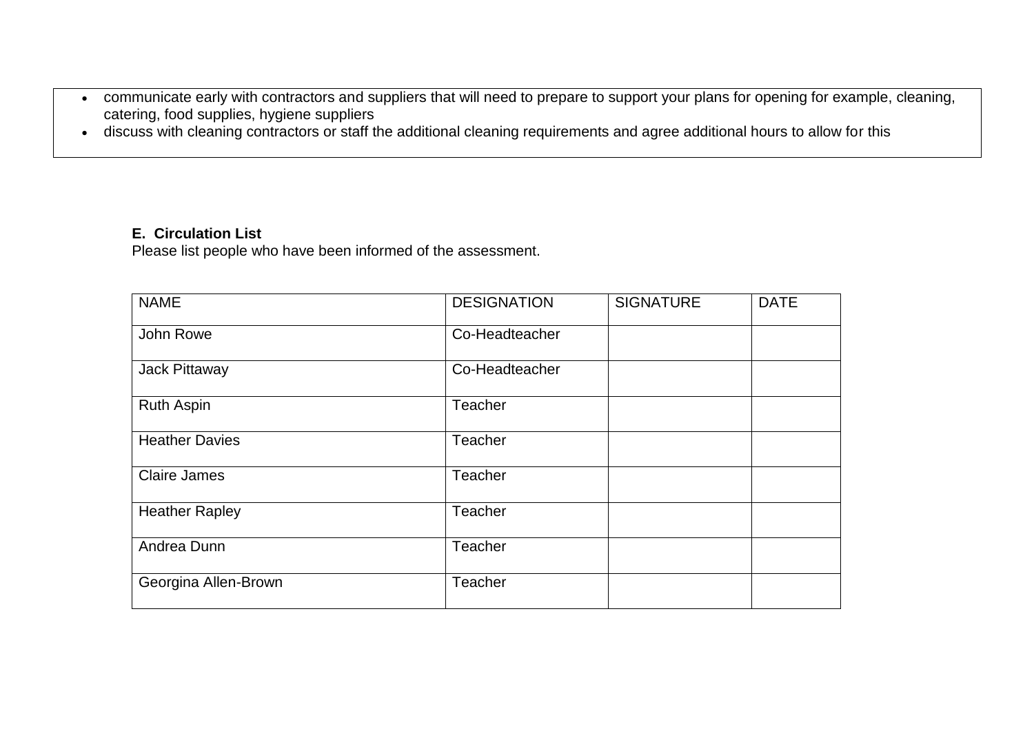- communicate early with contractors and suppliers that will need to prepare to support your plans for opening for example, cleaning, catering, food supplies, hygiene suppliers
- discuss with cleaning contractors or staff the additional cleaning requirements and agree additional hours to allow for this

**E. Circulation List**

Please list people who have been informed of the assessment.

| NAME | DESIGNATION | SIGNATURE | DATE |
| --- | --- | --- | --- |
| John Rowe | Co-Headteacher | | |
| Jack Pittaway | Co-Headteacher | | |
| Ruth Aspin | Teacher | | |
| Heather Davies | Teacher | | |
| Claire James | Teacher | | |
| Heather Rapley | Teacher | | |
| Andrea Dunn | Teacher | | |
| Georgina Allen-Brown | Teacher | | |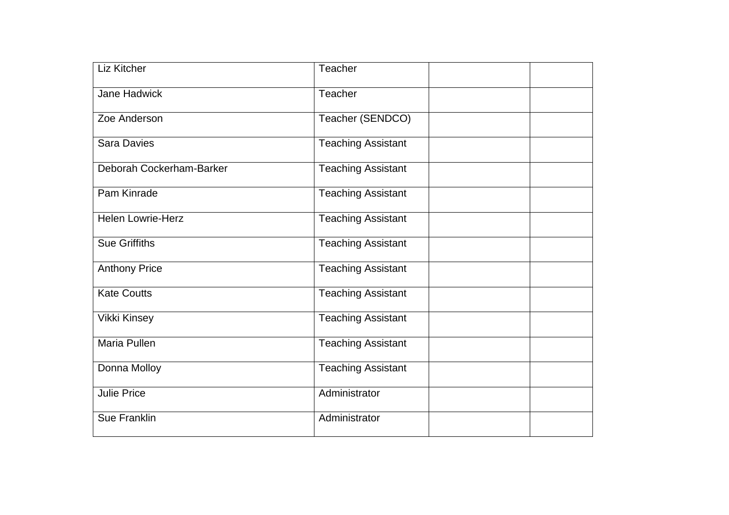| | | | |
|---|---|---|---|
| Liz Kitcher | Teacher | | |
| Jane Hadwick | Teacher | | |
| Zoe Anderson | Teacher (SENDCO) | | |
| Sara Davies | Teaching Assistant | | |
| Deborah Cockerham-Barker | Teaching Assistant | | |
| Pam Kinrade | Teaching Assistant | | |
| Helen Lowrie-Herz | Teaching Assistant | | |
| Sue Griffiths | Teaching Assistant | | |
| Anthony Price | Teaching Assistant | | |
| Kate Coutts | Teaching Assistant | | |
| Vikki Kinsey | Teaching Assistant | | |
| Maria Pullen | Teaching Assistant | | |
| Donna Molloy | Teaching Assistant | | |
| Julie Price | Administrator | | |
| Sue Franklin | Administrator | | |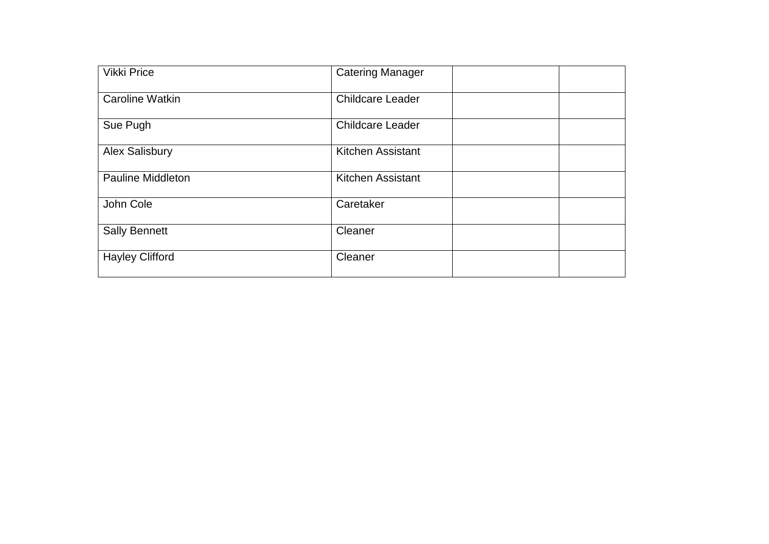| | | | |
|---|---|---|---|
| Vikki Price | Catering Manager | | |
| Caroline Watkin | Childcare Leader | | |
| Sue Pugh | Childcare Leader | | |
| Alex Salisbury | Kitchen Assistant | | |
| Pauline Middleton | Kitchen Assistant | | |
| John Cole | Caretaker | | |
| Sally Bennett | Cleaner | | |
| Hayley Clifford | Cleaner | | |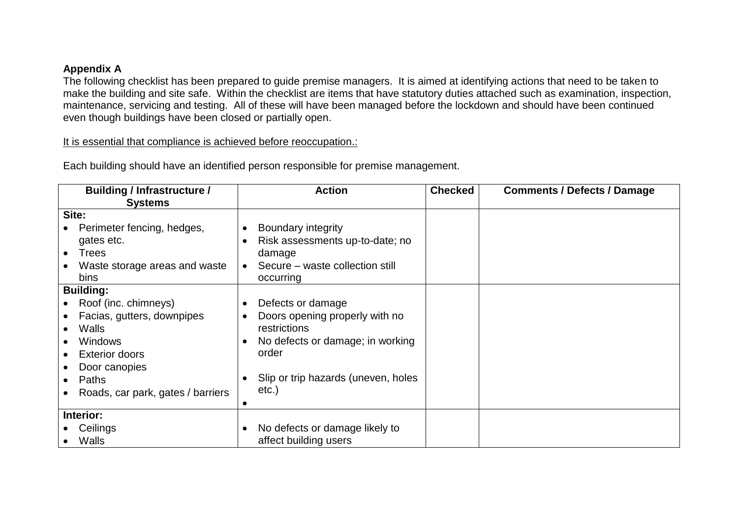**Appendix A**

The following checklist has been prepared to guide premise managers. It is aimed at identifying actions that need to be taken to make the building and site safe. Within the checklist are items that have statutory duties attached such as examination, inspection, maintenance, servicing and testing. All of these will have been managed before the lockdown and should have been continued even though buildings have been closed or partially open.

It is essential that compliance is achieved before reoccupation.:

Each building should have an identified person responsible for premise management.

| Building / Infrastructure / Systems | Action | Checked | Comments / Defects / Damage |
|---|---|---|---|
| **Site:**<br>• Perimeter fencing, hedges, gates etc.<br>• Trees<br>• Waste storage areas and waste bins | • Boundary integrity<br>• Risk assessments up-to-date; no damage<br>• Secure – waste collection still occurring | | |
| **Building:**<br>• Roof (inc. chimneys)<br>• Facias, gutters, downpipes<br>• Walls<br>• Windows<br>• Exterior doors<br>• Door canopies<br>• Paths<br>• Roads, car park, gates / barriers | • Defects or damage<br>• Doors opening properly with no restrictions<br>• No defects or damage; in working order<br>• Slip or trip hazards (uneven, holes etc.)<br>• | | |
| **Interior:**<br>• Ceilings<br>• Walls | • No defects or damage likely to affect building users | | |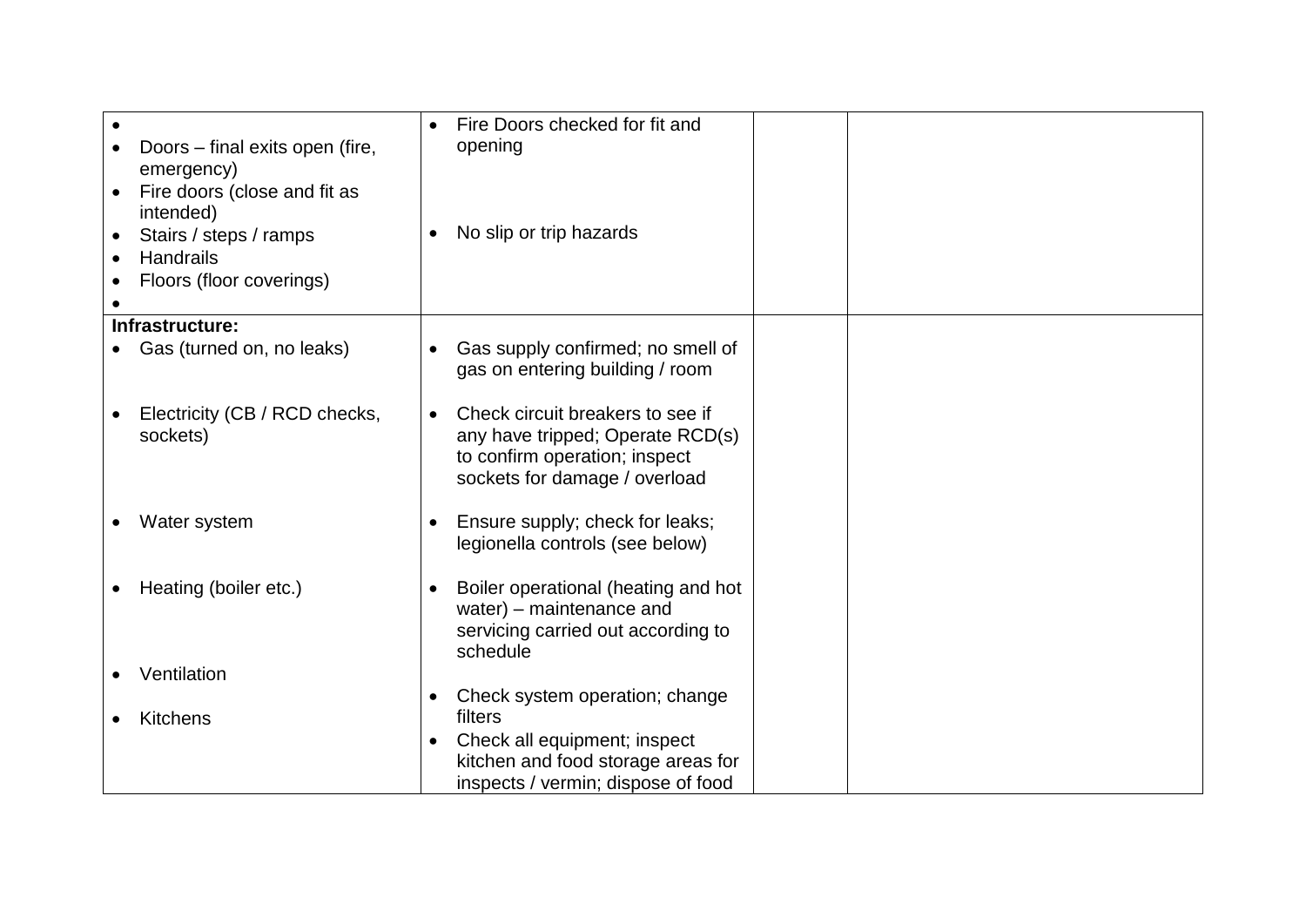| | | | |
|---|---|---|---|
| • <br>• Doors – final exits open (fire, emergency)<br>• Fire doors (close and fit as intended)<br>• Stairs / steps / ramps<br>• Handrails<br>• Floors (floor coverings)<br>• | • Fire Doors checked for fit and opening<br><br>• No slip or trip hazards | | |
| **Infrastructure:**<br>• Gas (turned on, no leaks)<br><br>• Electricity (CB / RCD checks, sockets)<br><br>• Water system<br><br>• Heating (boiler etc.)<br><br>• Ventilation<br><br>• Kitchens | • Gas supply confirmed; no smell of gas on entering building / room<br><br>• Check circuit breakers to see if any have tripped; Operate RCD(s) to confirm operation; inspect sockets for damage / overload<br><br>• Ensure supply; check for leaks; legionella controls (see below)<br><br>• Boiler operational (heating and hot water) – maintenance and servicing carried out according to schedule<br><br>• Check system operation; change filters<br>• Check all equipment; inspect kitchen and food storage areas for inspects / vermin; dispose of food | | |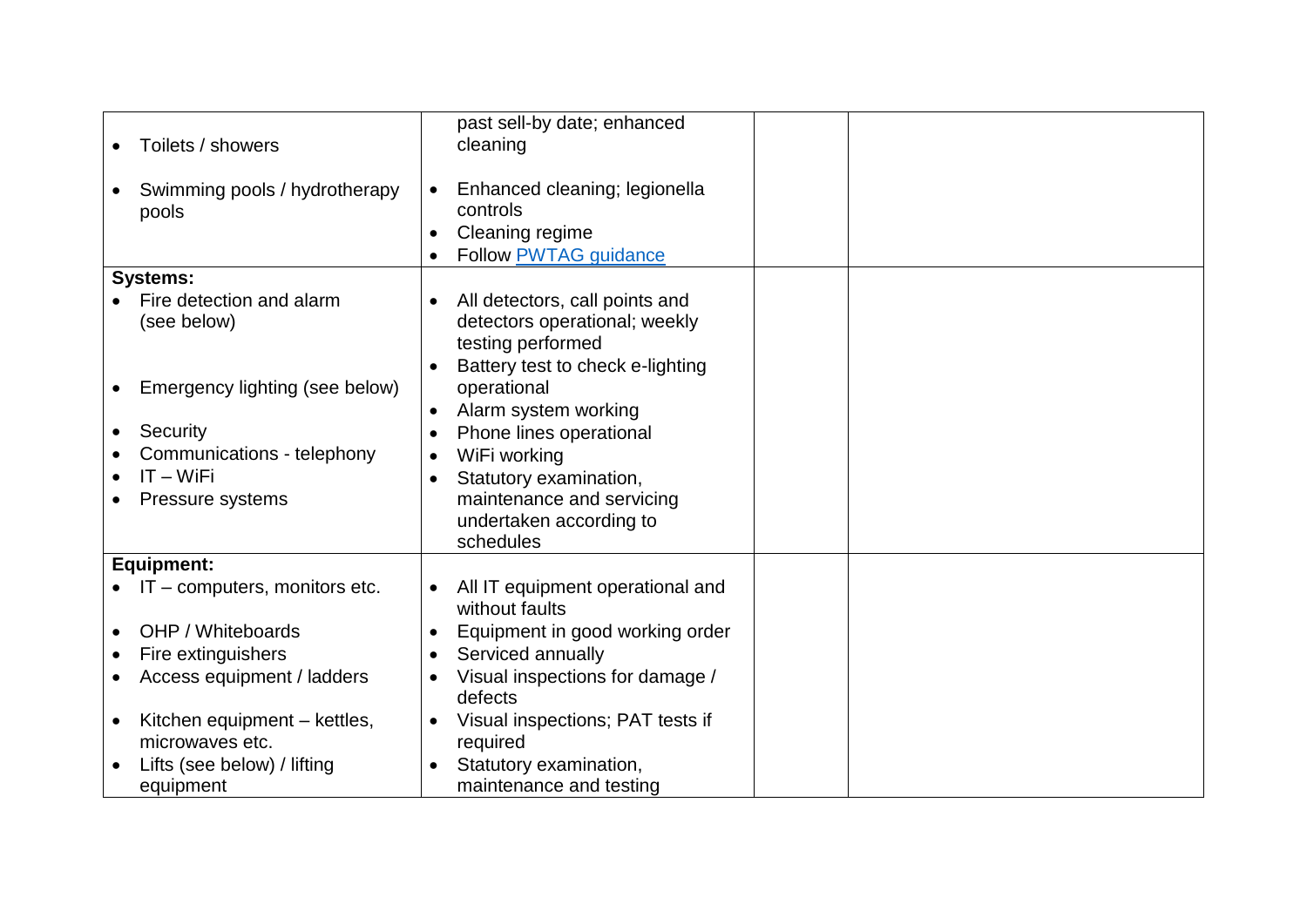| | | | |
|---|---|---|---|
| • Toilets / showers<br><br>• Swimming pools / hydrotherapy pools | past sell-by date; enhanced cleaning<br><br>• Enhanced cleaning; legionella controls<br>• Cleaning regime<br>• Follow [PWTAG guidance]() | | |
| **Systems:**<br>• Fire detection and alarm (see below)<br><br>• Emergency lighting (see below)<br><br>• Security<br>• Communications - telephony<br>• IT – WiFi<br>• Pressure systems | • All detectors, call points and detectors operational; weekly testing performed<br>• Battery test to check e-lighting operational<br>• Alarm system working<br>• Phone lines operational<br>• WiFi working<br>• Statutory examination, maintenance and servicing undertaken according to schedules | | |
| **Equipment:**<br>• IT – computers, monitors etc.<br><br>• OHP / Whiteboards<br>• Fire extinguishers<br>• Access equipment / ladders<br><br>• Kitchen equipment – kettles, microwaves etc.<br>• Lifts (see below) / lifting equipment | • All IT equipment operational and without faults<br>• Equipment in good working order<br>• Serviced annually<br>• Visual inspections for damage / defects<br>• Visual inspections; PAT tests if required<br>• Statutory examination, maintenance and testing | | |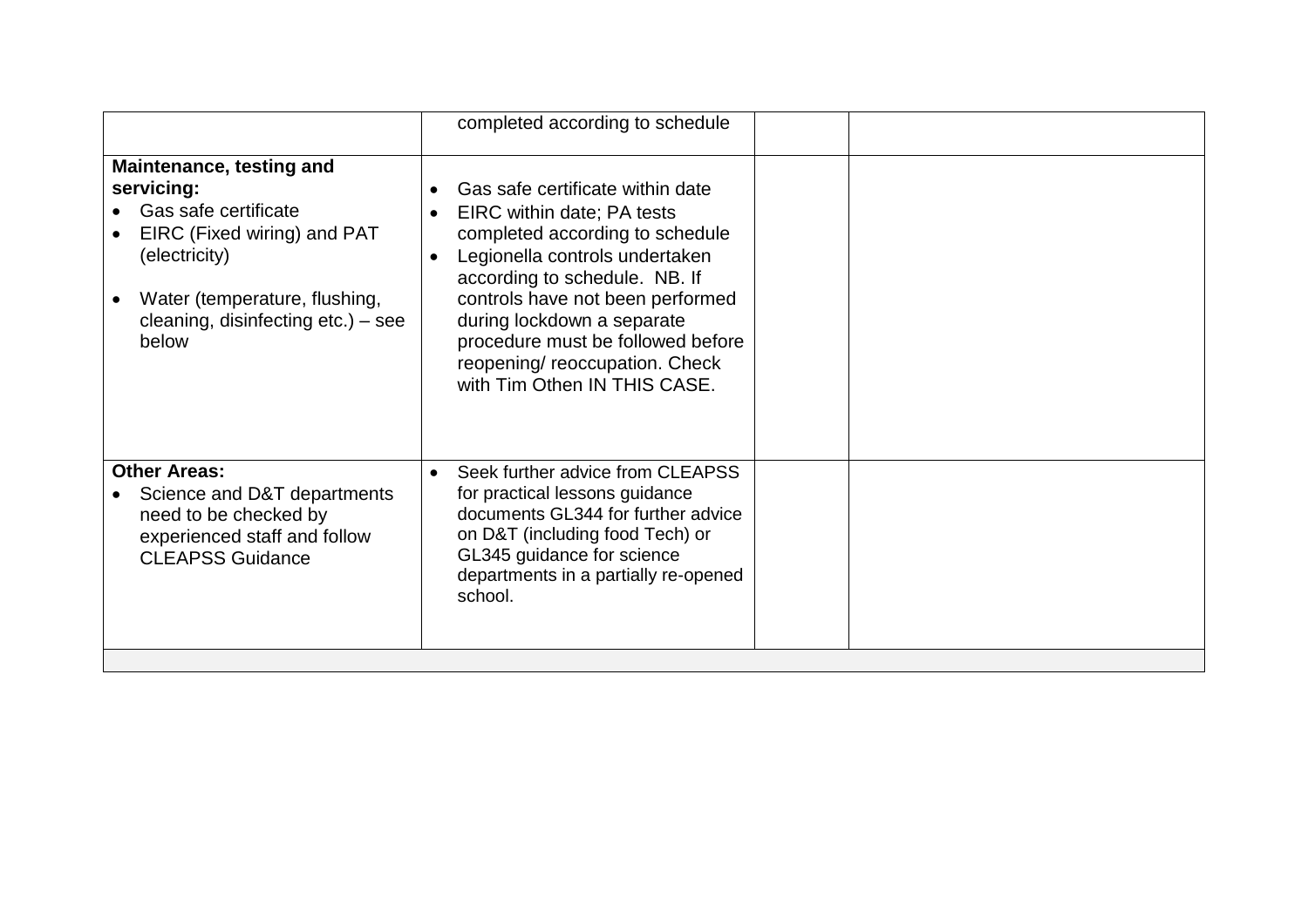| | | | |
|---|---|---|---|
| | completed according to schedule | | |
| **Maintenance, testing and servicing:**<br>• Gas safe certificate<br>• EIRC (Fixed wiring) and PAT (electricity)<br>• Water (temperature, flushing, cleaning, disinfecting etc.) – see below | • Gas safe certificate within date<br>• EIRC within date; PA tests completed according to schedule<br>• Legionella controls undertaken according to schedule. NB. If controls have not been performed during lockdown a separate procedure must be followed before reopening/ reoccupation. Check with Tim Othen IN THIS CASE. | | |
| **Other Areas:**<br>• Science and D&T departments need to be checked by experienced staff and follow CLEAPSS Guidance | • Seek further advice from CLEAPSS for practical lessons guidance documents GL344 for further advice on D&T (including food Tech) or GL345 guidance for science departments in a partially re-opened school. | | |
| | | | |